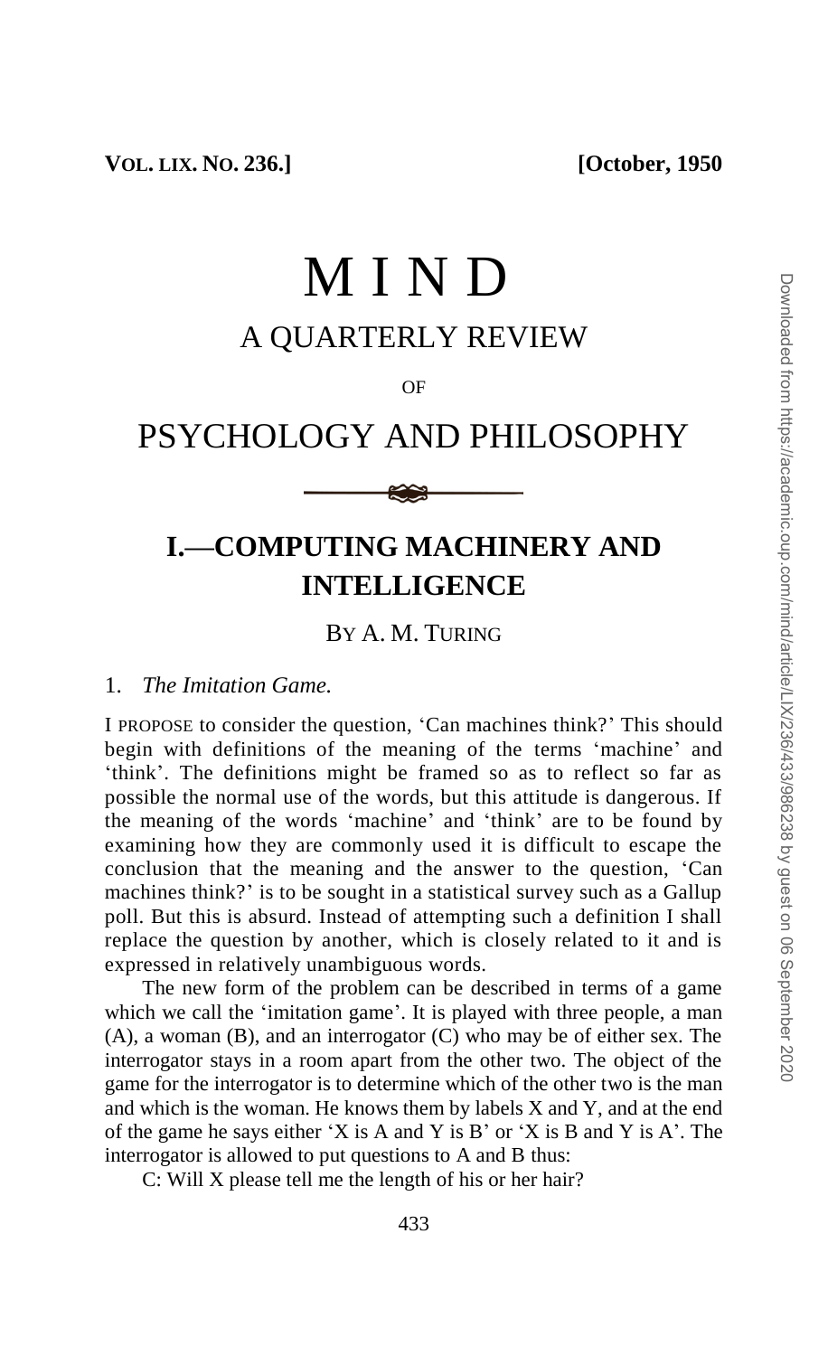# MIND

## A QUARTERLY REVIEW

OF

## PSYCHOLOGY AND PHILOSOPHY

# I.—COMPUTING MACHINERY AND INTELLIGENCE

By A. M. Turing

### 1. *The Imitation Game.*

I PROPOSE to consider the question, 'Can machines think?' This should begin with definitions of the meaning of the terms 'machine' and 'think'. The definitions might be framed so as to reflect so far as possible the normal use of the words, but this attitude is dangerous. If the meaning of the words 'machine' and 'think' are to be found by examining how they are commonly used it is difficult to escape the conclusion that the meaning and the answer to the question, 'Can machines think?' is to be sought in a statistical survey such as a Gallup poll. But this is absurd. Instead of attempting such a definition I shall replace the question by another, which is closely related to it and is expressed in relatively unambiguous words.

The new form of the problem can be described in terms of a game which we call the 'imitation game'. It is played with three people, a man (A), a woman (B), and an interrogator (C) who may be of either sex. The interrogator stays in a room apart from the other two. The object of the game for the interrogator is to determine which of the other two is the man and which is the woman. He knows them by labels X and Y, and at the end of the game he says either 'X is A and Y is B' or 'X is B and Y is A'. The interrogator is allowed to put questions to A and B thus:

C: Will X please tell me the length of his or her hair?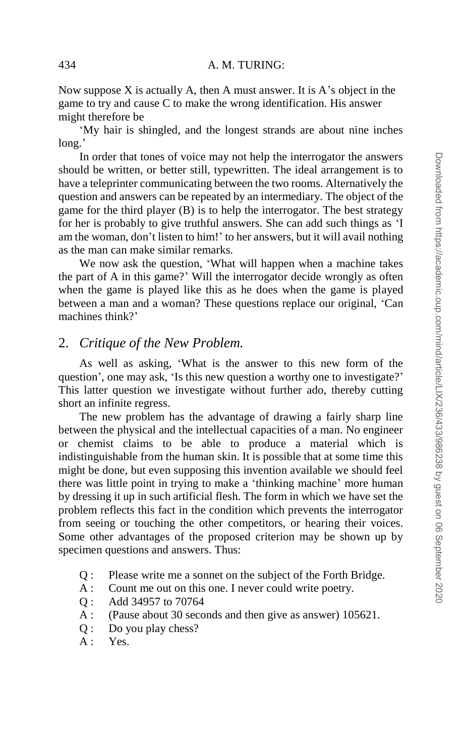Now suppose X is actually A, then A must answer. It is A's object in the game to try and cause C to make the wrong identification. His answer might therefore be

'My hair is shingled, and the longest strands are about nine inches long.'

In order that tones of voice may not help the interrogator the answers should be written, or better still, typewritten. The ideal arrangement is to have a teleprinter communicating between the two rooms. Alternatively the question and answers can be repeated by an intermediary. The object of the game for the third player (B) is to help the interrogator. The best strategy for her is probably to give truthful answers. She can add such things as 'I am the woman, don't listen to him!' to her answers, but it will avail nothing as the man can make similar remarks.

We now ask the question, 'What will happen when a machine takes the part of A in this game?' Will the interrogator decide wrongly as often when the game is played like this as he does when the game is played between a man and a woman? These questions replace our original, 'Can machines think?'

## 2. *Critique of the New Problem.*

As well as asking, 'What is the answer to this new form of the question', one may ask, 'Is this new question a worthy one to investigate?' This latter question we investigate without further ado, thereby cutting short an infinite regress.

The new problem has the advantage of drawing a fairly sharp line between the physical and the intellectual capacities of a man. No engineer or chemist claims to be able to produce a material which is indistinguishable from the human skin. It is possible that at some time this might be done, but even supposing this invention available we should feel there was little point in trying to make a 'thinking machine' more human by dressing it up in such artificial flesh. The form in which we have set the problem reflects this fact in the condition which prevents the interrogator from seeing or touching the other competitors, or hearing their voices. Some other advantages of the proposed criterion may be shown up by specimen questions and answers. Thus:

Q : Please write me a sonnet on the subject of the Forth Bridge.
A : Count me out on this one. I never could write poetry.
Q : Add 34957 to 70764
A : (Pause about 30 seconds and then give as answer) 105621.
Q : Do you play chess?
A : Yes.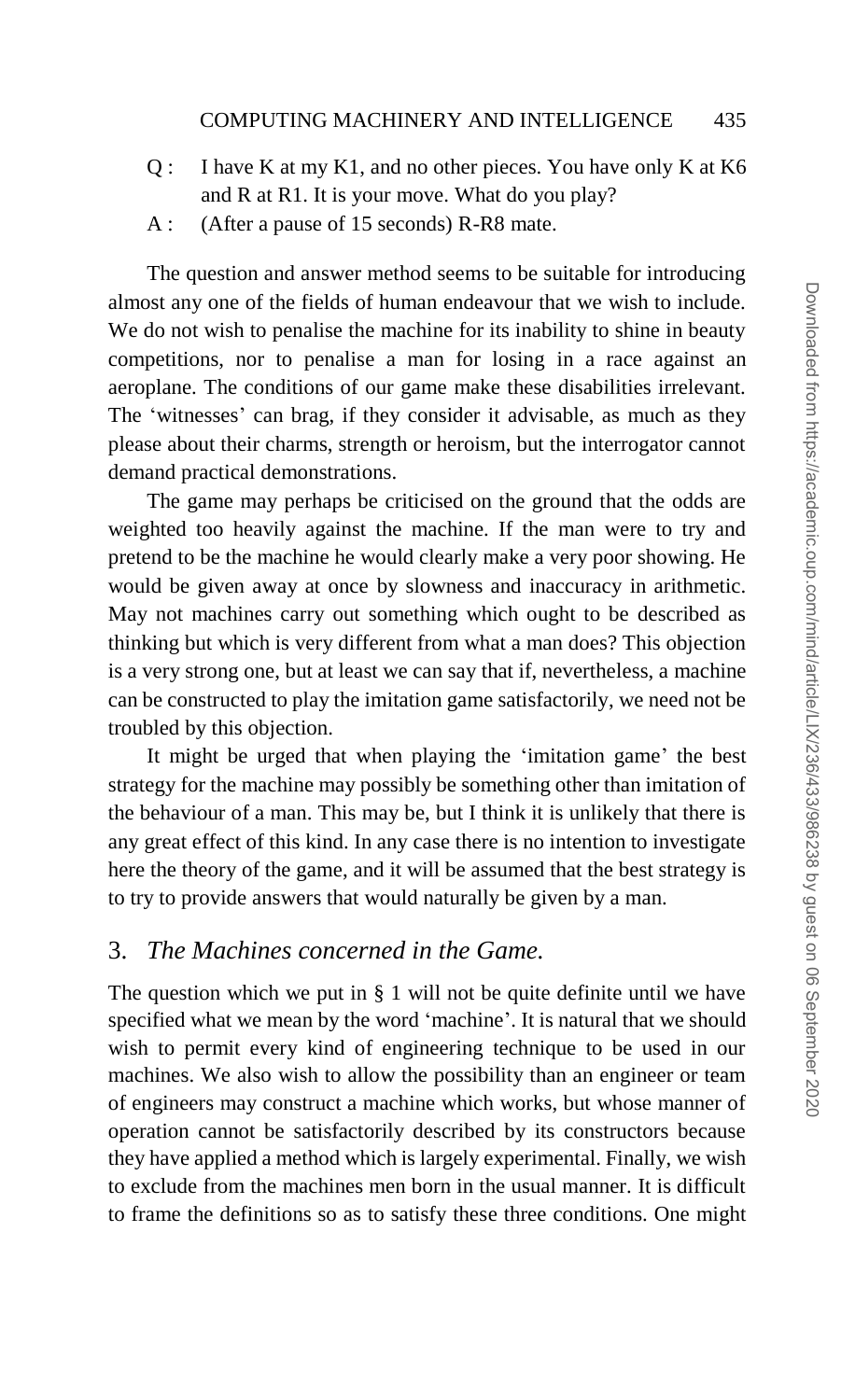Q : I have K at my K1, and no other pieces. You have only K at K6 and R at R1. It is your move. What do you play?

A : (After a pause of 15 seconds) R-R8 mate.

The question and answer method seems to be suitable for introducing almost any one of the fields of human endeavour that we wish to include. We do not wish to penalise the machine for its inability to shine in beauty competitions, nor to penalise a man for losing in a race against an aeroplane. The conditions of our game make these disabilities irrelevant. The 'witnesses' can brag, if they consider it advisable, as much as they please about their charms, strength or heroism, but the interrogator cannot demand practical demonstrations.

The game may perhaps be criticised on the ground that the odds are weighted too heavily against the machine. If the man were to try and pretend to be the machine he would clearly make a very poor showing. He would be given away at once by slowness and inaccuracy in arithmetic. May not machines carry out something which ought to be described as thinking but which is very different from what a man does? This objection is a very strong one, but at least we can say that if, nevertheless, a machine can be constructed to play the imitation game satisfactorily, we need not be troubled by this objection.

It might be urged that when playing the 'imitation game' the best strategy for the machine may possibly be something other than imitation of the behaviour of a man. This may be, but I think it is unlikely that there is any great effect of this kind. In any case there is no intention to investigate here the theory of the game, and it will be assumed that the best strategy is to try to provide answers that would naturally be given by a man.

## 3. *The Machines concerned in the Game.*

The question which we put in § 1 will not be quite definite until we have specified what we mean by the word 'machine'. It is natural that we should wish to permit every kind of engineering technique to be used in our machines. We also wish to allow the possibility than an engineer or team of engineers may construct a machine which works, but whose manner of operation cannot be satisfactorily described by its constructors because they have applied a method which is largely experimental. Finally, we wish to exclude from the machines men born in the usual manner. It is difficult to frame the definitions so as to satisfy these three conditions. One might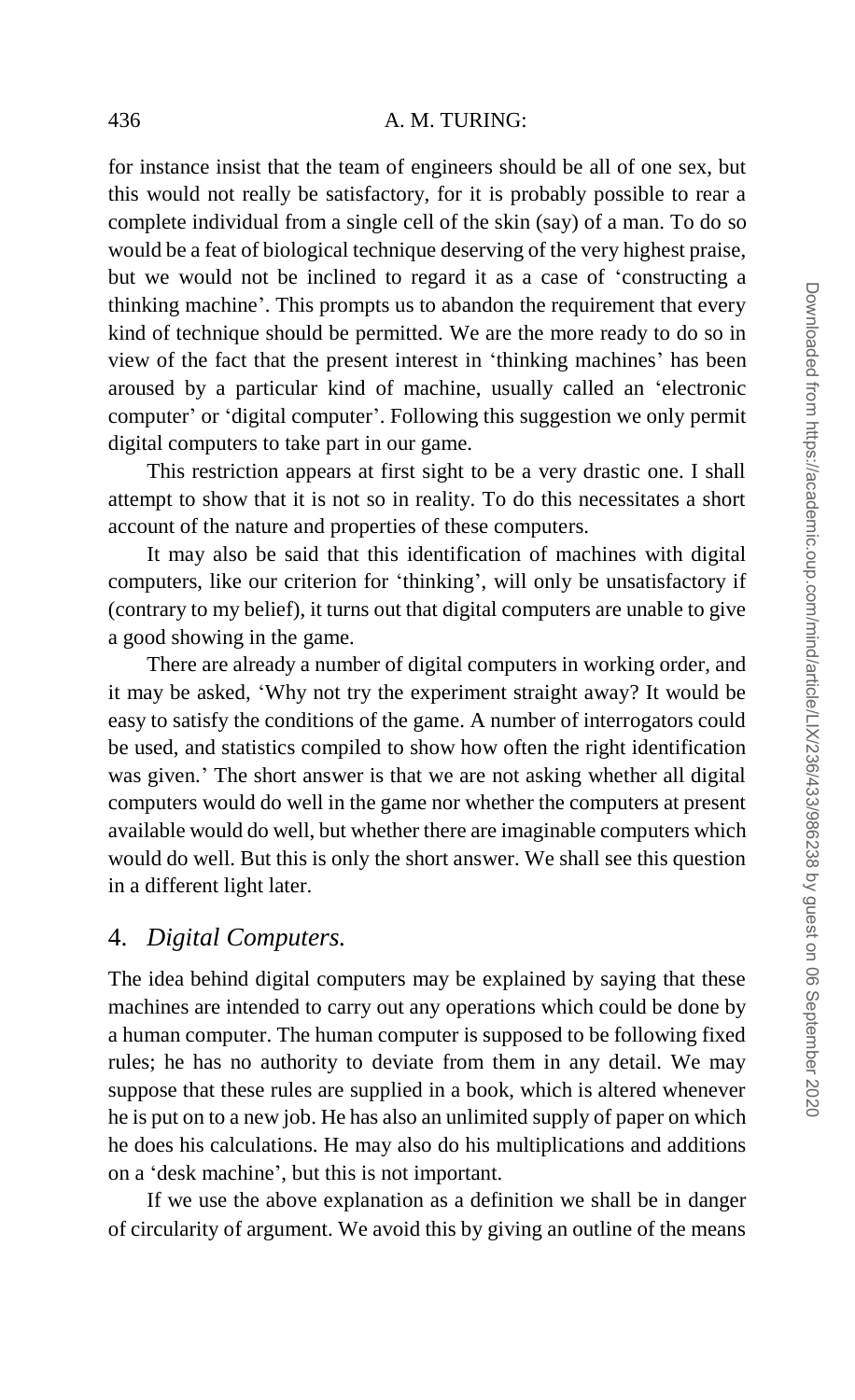for instance insist that the team of engineers should be all of one sex, but this would not really be satisfactory, for it is probably possible to rear a complete individual from a single cell of the skin (say) of a man. To do so would be a feat of biological technique deserving of the very highest praise, but we would not be inclined to regard it as a case of 'constructing a thinking machine'. This prompts us to abandon the requirement that every kind of technique should be permitted. We are the more ready to do so in view of the fact that the present interest in 'thinking machines' has been aroused by a particular kind of machine, usually called an 'electronic computer' or 'digital computer'. Following this suggestion we only permit digital computers to take part in our game.

This restriction appears at first sight to be a very drastic one. I shall attempt to show that it is not so in reality. To do this necessitates a short account of the nature and properties of these computers.

It may also be said that this identification of machines with digital computers, like our criterion for 'thinking', will only be unsatisfactory if (contrary to my belief), it turns out that digital computers are unable to give a good showing in the game.

There are already a number of digital computers in working order, and it may be asked, 'Why not try the experiment straight away? It would be easy to satisfy the conditions of the game. A number of interrogators could be used, and statistics compiled to show how often the right identification was given.' The short answer is that we are not asking whether all digital computers would do well in the game nor whether the computers at present available would do well, but whether there are imaginable computers which would do well. But this is only the short answer. We shall see this question in a different light later.

## 4. *Digital Computers.*

The idea behind digital computers may be explained by saying that these machines are intended to carry out any operations which could be done by a human computer. The human computer is supposed to be following fixed rules; he has no authority to deviate from them in any detail. We may suppose that these rules are supplied in a book, which is altered whenever he is put on to a new job. He has also an unlimited supply of paper on which he does his calculations. He may also do his multiplications and additions on a 'desk machine', but this is not important.

If we use the above explanation as a definition we shall be in danger of circularity of argument. We avoid this by giving an outline of the means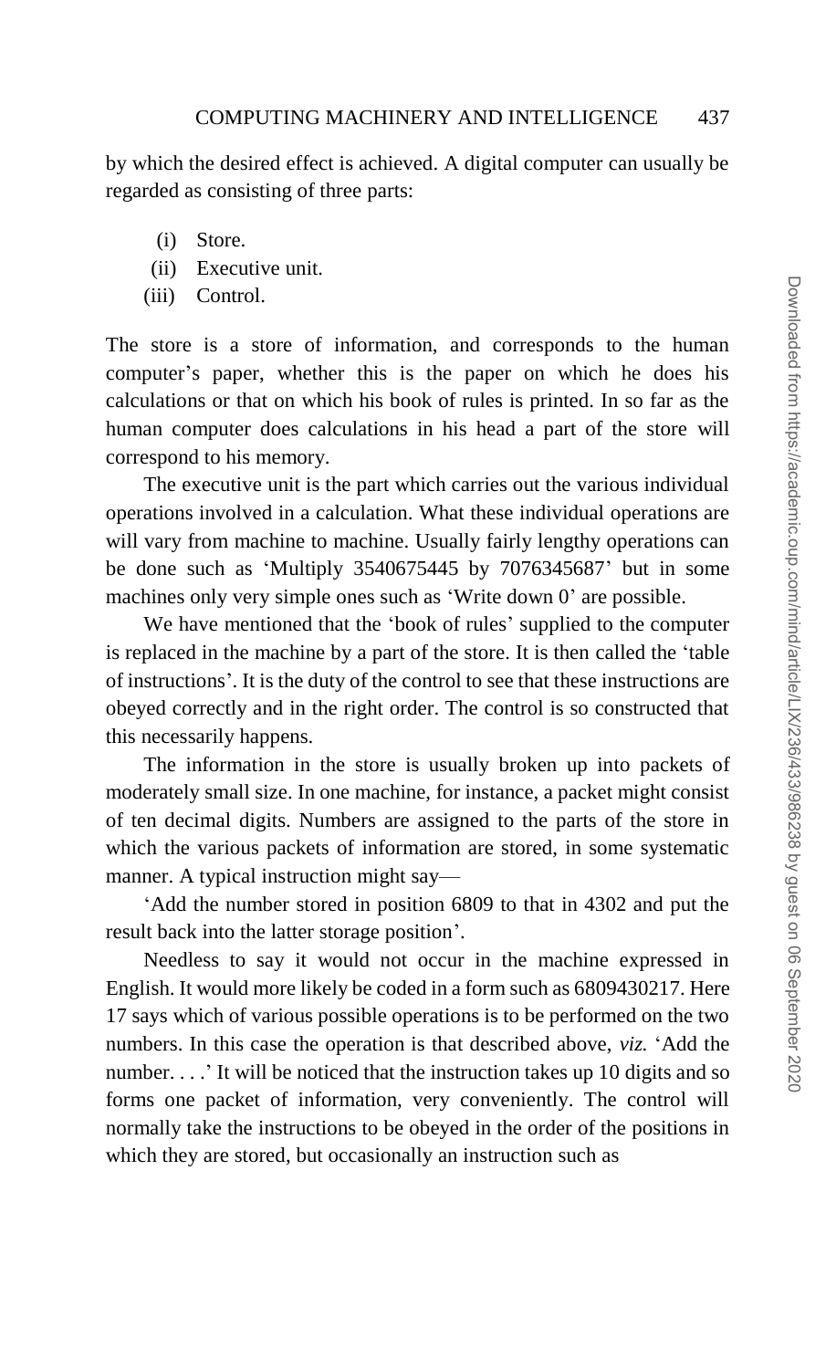by which the desired effect is achieved. A digital computer can usually be regarded as consisting of three parts:

- (i) Store.
- (ii) Executive unit.
- (iii) Control.

The store is a store of information, and corresponds to the human computer's paper, whether this is the paper on which he does his calculations or that on which his book of rules is printed. In so far as the human computer does calculations in his head a part of the store will correspond to his memory.

The executive unit is the part which carries out the various individual operations involved in a calculation. What these individual operations are will vary from machine to machine. Usually fairly lengthy operations can be done such as 'Multiply 3540675445 by 7076345687' but in some machines only very simple ones such as 'Write down 0' are possible.

We have mentioned that the 'book of rules' supplied to the computer is replaced in the machine by a part of the store. It is then called the 'table of instructions'. It is the duty of the control to see that these instructions are obeyed correctly and in the right order. The control is so constructed that this necessarily happens.

The information in the store is usually broken up into packets of moderately small size. In one machine, for instance, a packet might consist of ten decimal digits. Numbers are assigned to the parts of the store in which the various packets of information are stored, in some systematic manner. A typical instruction might say—

'Add the number stored in position 6809 to that in 4302 and put the result back into the latter storage position'.

Needless to say it would not occur in the machine expressed in English. It would more likely be coded in a form such as 6809430217. Here 17 says which of various possible operations is to be performed on the two numbers. In this case the operation is that described above, *viz.* 'Add the number. . . .' It will be noticed that the instruction takes up 10 digits and so forms one packet of information, very conveniently. The control will normally take the instructions to be obeyed in the order of the positions in which they are stored, but occasionally an instruction such as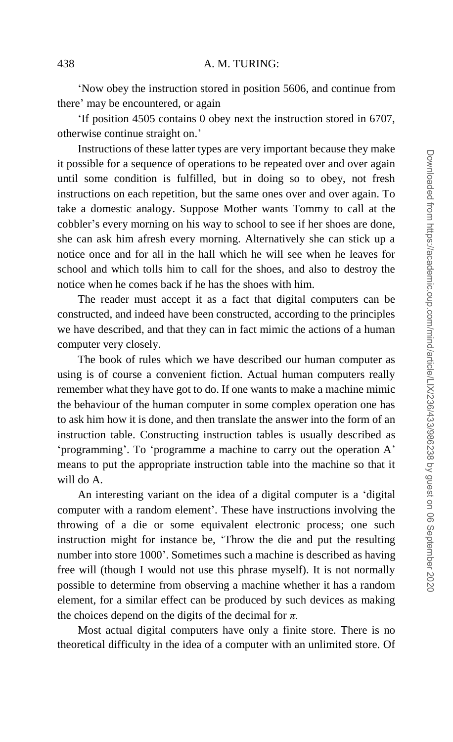'Now obey the instruction stored in position 5606, and continue from there' may be encountered, or again

'If position 4505 contains 0 obey next the instruction stored in 6707, otherwise continue straight on.'

Instructions of these latter types are very important because they make it possible for a sequence of operations to be repeated over and over again until some condition is fulfilled, but in doing so to obey, not fresh instructions on each repetition, but the same ones over and over again. To take a domestic analogy. Suppose Mother wants Tommy to call at the cobbler's every morning on his way to school to see if her shoes are done, she can ask him afresh every morning. Alternatively she can stick up a notice once and for all in the hall which he will see when he leaves for school and which tolls him to call for the shoes, and also to destroy the notice when he comes back if he has the shoes with him.

The reader must accept it as a fact that digital computers can be constructed, and indeed have been constructed, according to the principles we have described, and that they can in fact mimic the actions of a human computer very closely.

The book of rules which we have described our human computer as using is of course a convenient fiction. Actual human computers really remember what they have got to do. If one wants to make a machine mimic the behaviour of the human computer in some complex operation one has to ask him how it is done, and then translate the answer into the form of an instruction table. Constructing instruction tables is usually described as 'programming'. To 'programme a machine to carry out the operation A' means to put the appropriate instruction table into the machine so that it will do A.

An interesting variant on the idea of a digital computer is a 'digital computer with a random element'. These have instructions involving the throwing of a die or some equivalent electronic process; one such instruction might for instance be, 'Throw the die and put the resulting number into store 1000'. Sometimes such a machine is described as having free will (though I would not use this phrase myself). It is not normally possible to determine from observing a machine whether it has a random element, for a similar effect can be produced by such devices as making the choices depend on the digits of the decimal for $\pi$.

Most actual digital computers have only a finite store. There is no theoretical difficulty in the idea of a computer with an unlimited store. Of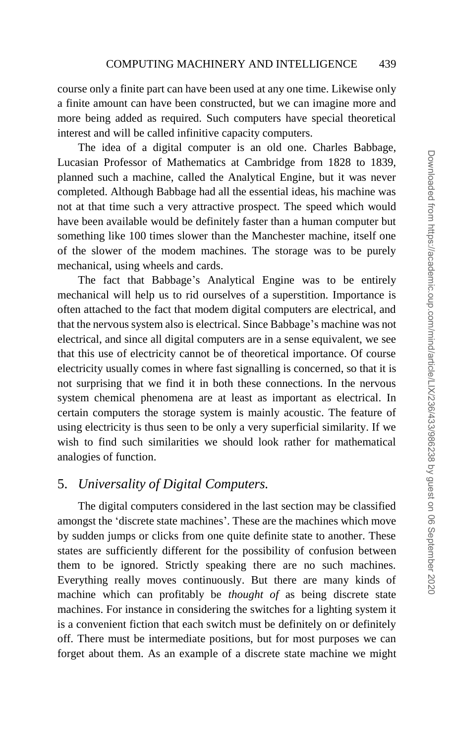course only a finite part can have been used at any one time. Likewise only a finite amount can have been constructed, but we can imagine more and more being added as required. Such computers have special theoretical interest and will be called infinitive capacity computers.

The idea of a digital computer is an old one. Charles Babbage, Lucasian Professor of Mathematics at Cambridge from 1828 to 1839, planned such a machine, called the Analytical Engine, but it was never completed. Although Babbage had all the essential ideas, his machine was not at that time such a very attractive prospect. The speed which would have been available would be definitely faster than a human computer but something like 100 times slower than the Manchester machine, itself one of the slower of the modem machines. The storage was to be purely mechanical, using wheels and cards.

The fact that Babbage's Analytical Engine was to be entirely mechanical will help us to rid ourselves of a superstition. Importance is often attached to the fact that modem digital computers are electrical, and that the nervous system also is electrical. Since Babbage's machine was not electrical, and since all digital computers are in a sense equivalent, we see that this use of electricity cannot be of theoretical importance. Of course electricity usually comes in where fast signalling is concerned, so that it is not surprising that we find it in both these connections. In the nervous system chemical phenomena are at least as important as electrical. In certain computers the storage system is mainly acoustic. The feature of using electricity is thus seen to be only a very superficial similarity. If we wish to find such similarities we should look rather for mathematical analogies of function.

## 5. *Universality of Digital Computers.*

The digital computers considered in the last section may be classified amongst the 'discrete state machines'. These are the machines which move by sudden jumps or clicks from one quite definite state to another. These states are sufficiently different for the possibility of confusion between them to be ignored. Strictly speaking there are no such machines. Everything really moves continuously. But there are many kinds of machine which can profitably be *thought of* as being discrete state machines. For instance in considering the switches for a lighting system it is a convenient fiction that each switch must be definitely on or definitely off. There must be intermediate positions, but for most purposes we can forget about them. As an example of a discrete state machine we might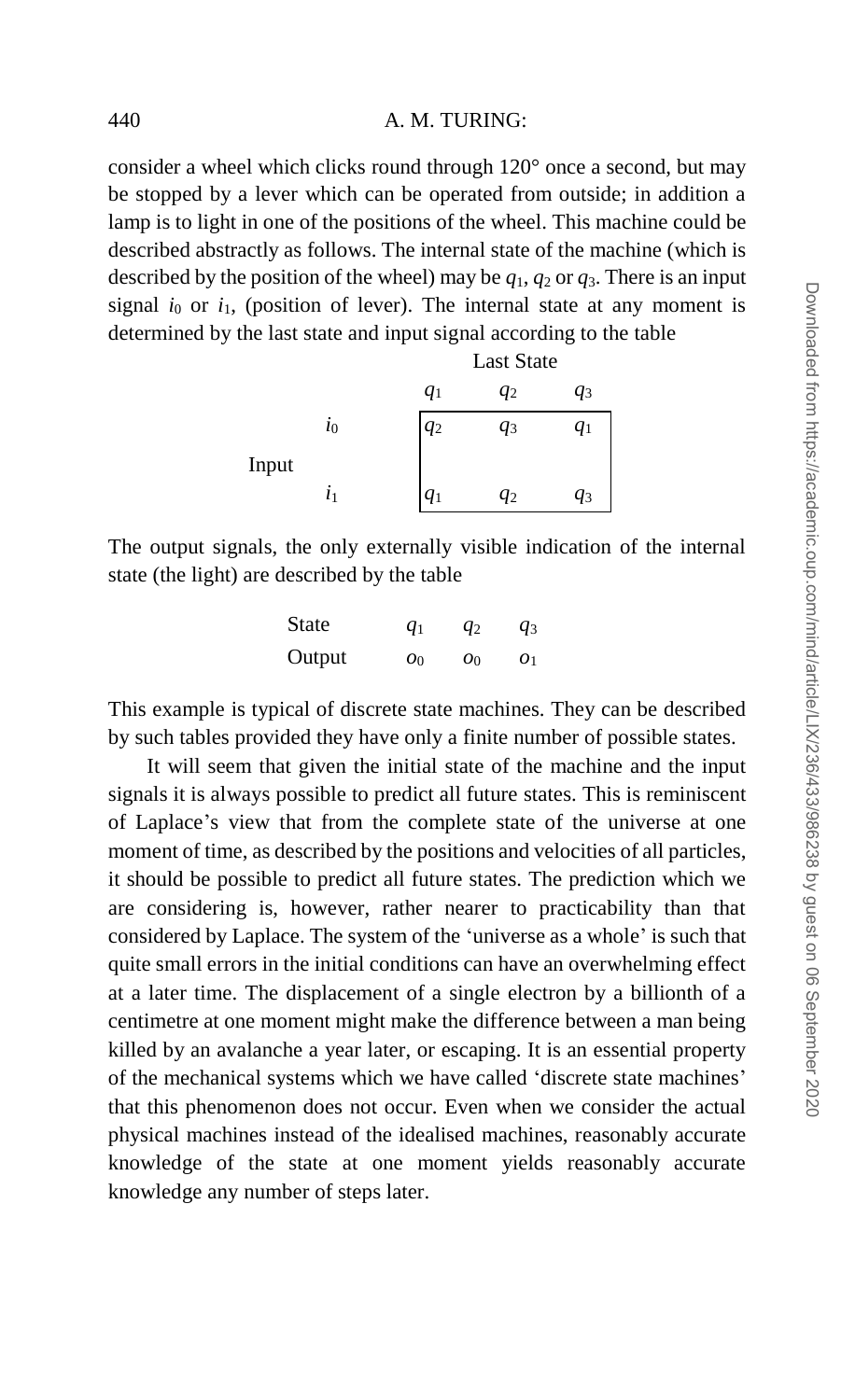consider a wheel which clicks round through 120° once a second, but may be stopped by a lever which can be operated from outside; in addition a lamp is to light in one of the positions of the wheel. This machine could be described abstractly as follows. The internal state of the machine (which is described by the position of the wheel) may be $q_1$, $q_2$ or $q_3$. There is an input signal $i_0$ or $i_1$, (position of lever). The internal state at any moment is determined by the last state and input signal according to the table

| | | Last State | | |
|---|---|---|---|---|
| | | $q_1$ | $q_2$ | $q_3$ |
| Input | $i_0$ | $q_2$ | $q_3$ | $q_1$ |
| | $i_1$ | $q_1$ | $q_2$ | $q_3$ |

The output signals, the only externally visible indication of the internal state (the light) are described by the table

| State | $q_1$ | $q_2$ | $q_3$ |
|---|---|---|---|
| Output | $o_0$ | $o_0$ | $o_1$ |

This example is typical of discrete state machines. They can be described by such tables provided they have only a finite number of possible states.

It will seem that given the initial state of the machine and the input signals it is always possible to predict all future states. This is reminiscent of Laplace's view that from the complete state of the universe at one moment of time, as described by the positions and velocities of all particles, it should be possible to predict all future states. The prediction which we are considering is, however, rather nearer to practicability than that considered by Laplace. The system of the 'universe as a whole' is such that quite small errors in the initial conditions can have an overwhelming effect at a later time. The displacement of a single electron by a billionth of a centimetre at one moment might make the difference between a man being killed by an avalanche a year later, or escaping. It is an essential property of the mechanical systems which we have called 'discrete state machines' that this phenomenon does not occur. Even when we consider the actual physical machines instead of the idealised machines, reasonably accurate knowledge of the state at one moment yields reasonably accurate knowledge any number of steps later.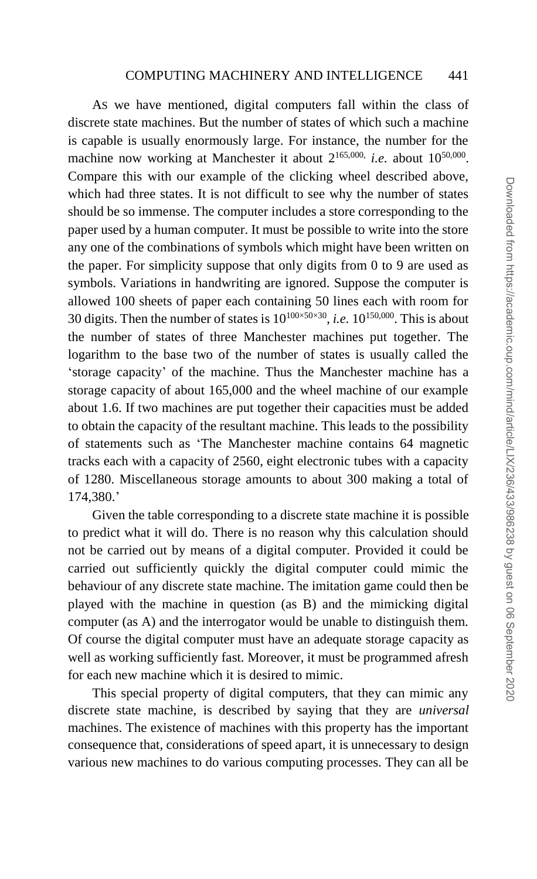As we have mentioned, digital computers fall within the class of discrete state machines. But the number of states of which such a machine is capable is usually enormously large. For instance, the number for the machine now working at Manchester it about $2^{165,000,}$ *i.e.* about $10^{50,000}$. Compare this with our example of the clicking wheel described above, which had three states. It is not difficult to see why the number of states should be so immense. The computer includes a store corresponding to the paper used by a human computer. It must be possible to write into the store any one of the combinations of symbols which might have been written on the paper. For simplicity suppose that only digits from 0 to 9 are used as symbols. Variations in handwriting are ignored. Suppose the computer is allowed 100 sheets of paper each containing 50 lines each with room for 30 digits. Then the number of states is $10^{100\times 50\times 30}$, *i.e.* $10^{150,000}$. This is about the number of states of three Manchester machines put together. The logarithm to the base two of the number of states is usually called the 'storage capacity' of the machine. Thus the Manchester machine has a storage capacity of about 165,000 and the wheel machine of our example about 1.6. If two machines are put together their capacities must be added to obtain the capacity of the resultant machine. This leads to the possibility of statements such as 'The Manchester machine contains 64 magnetic tracks each with a capacity of 2560, eight electronic tubes with a capacity of 1280. Miscellaneous storage amounts to about 300 making a total of 174,380.'

Given the table corresponding to a discrete state machine it is possible to predict what it will do. There is no reason why this calculation should not be carried out by means of a digital computer. Provided it could be carried out sufficiently quickly the digital computer could mimic the behaviour of any discrete state machine. The imitation game could then be played with the machine in question (as B) and the mimicking digital computer (as A) and the interrogator would be unable to distinguish them. Of course the digital computer must have an adequate storage capacity as well as working sufficiently fast. Moreover, it must be programmed afresh for each new machine which it is desired to mimic.

This special property of digital computers, that they can mimic any discrete state machine, is described by saying that they are *universal* machines. The existence of machines with this property has the important consequence that, considerations of speed apart, it is unnecessary to design various new machines to do various computing processes. They can all be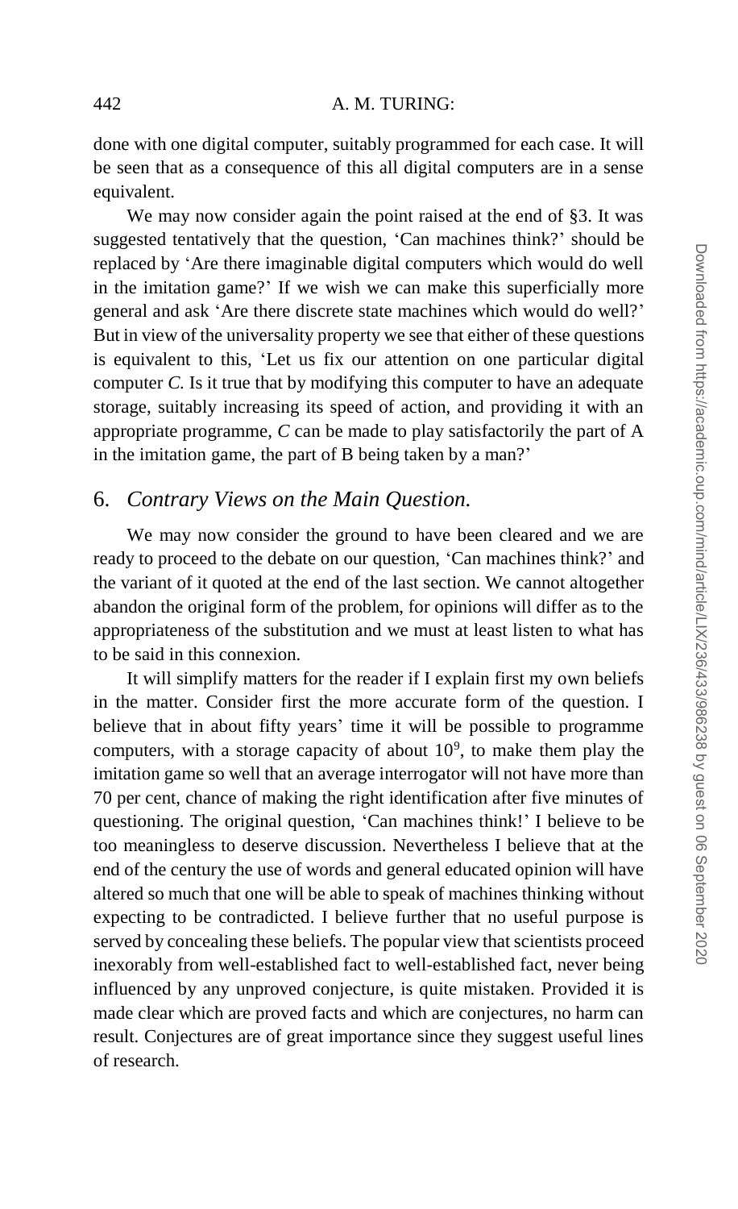done with one digital computer, suitably programmed for each case. It will be seen that as a consequence of this all digital computers are in a sense equivalent.

We may now consider again the point raised at the end of §3. It was suggested tentatively that the question, 'Can machines think?' should be replaced by 'Are there imaginable digital computers which would do well in the imitation game?' If we wish we can make this superficially more general and ask 'Are there discrete state machines which would do well?' But in view of the universality property we see that either of these questions is equivalent to this, 'Let us fix our attention on one particular digital computer *C*. Is it true that by modifying this computer to have an adequate storage, suitably increasing its speed of action, and providing it with an appropriate programme, *C* can be made to play satisfactorily the part of A in the imitation game, the part of B being taken by a man?'

## 6. *Contrary Views on the Main Question.*

We may now consider the ground to have been cleared and we are ready to proceed to the debate on our question, 'Can machines think?' and the variant of it quoted at the end of the last section. We cannot altogether abandon the original form of the problem, for opinions will differ as to the appropriateness of the substitution and we must at least listen to what has to be said in this connexion.

It will simplify matters for the reader if I explain first my own beliefs in the matter. Consider first the more accurate form of the question. I believe that in about fifty years' time it will be possible to programme computers, with a storage capacity of about $10^9$, to make them play the imitation game so well that an average interrogator will not have more than 70 per cent, chance of making the right identification after five minutes of questioning. The original question, 'Can machines think!' I believe to be too meaningless to deserve discussion. Nevertheless I believe that at the end of the century the use of words and general educated opinion will have altered so much that one will be able to speak of machines thinking without expecting to be contradicted. I believe further that no useful purpose is served by concealing these beliefs. The popular view that scientists proceed inexorably from well-established fact to well-established fact, never being influenced by any unproved conjecture, is quite mistaken. Provided it is made clear which are proved facts and which are conjectures, no harm can result. Conjectures are of great importance since they suggest useful lines of research.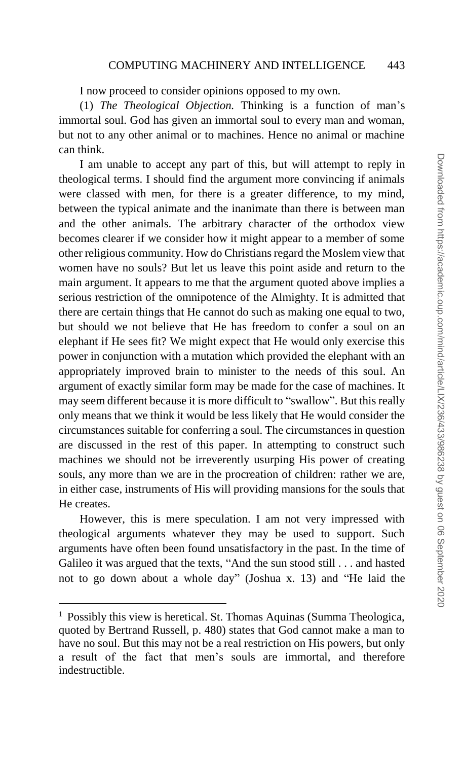I now proceed to consider opinions opposed to my own.

(1) *The Theological Objection.* Thinking is a function of man's immortal soul. God has given an immortal soul to every man and woman, but not to any other animal or to machines. Hence no animal or machine can think.

I am unable to accept any part of this, but will attempt to reply in theological terms. I should find the argument more convincing if animals were classed with men, for there is a greater difference, to my mind, between the typical animate and the inanimate than there is between man and the other animals. The arbitrary character of the orthodox view becomes clearer if we consider how it might appear to a member of some other religious community. How do Christians regard the Moslem view that women have no souls? But let us leave this point aside and return to the main argument. It appears to me that the argument quoted above implies a serious restriction of the omnipotence of the Almighty. It is admitted that there are certain things that He cannot do such as making one equal to two, but should we not believe that He has freedom to confer a soul on an elephant if He sees fit? We might expect that He would only exercise this power in conjunction with a mutation which provided the elephant with an appropriately improved brain to minister to the needs of this soul. An argument of exactly similar form may be made for the case of machines. It may seem different because it is more difficult to "swallow". But this really only means that we think it would be less likely that He would consider the circumstances suitable for conferring a soul. The circumstances in question are discussed in the rest of this paper. In attempting to construct such machines we should not be irreverently usurping His power of creating souls, any more than we are in the procreation of children: rather we are, in either case, instruments of His will providing mansions for the souls that He creates.

However, this is mere speculation. I am not very impressed with theological arguments whatever they may be used to support. Such arguments have often been found unsatisfactory in the past. In the time of Galileo it was argued that the texts, "And the sun stood still . . . and hasted not to go down about a whole day" (Joshua x. 13) and "He laid the

[1] Possibly this view is heretical. St. Thomas Aquinas (Summa Theologica, quoted by Bertrand Russell, p. 480) states that God cannot make a man to have no soul. But this may not be a real restriction on His powers, but only a result of the fact that men's souls are immortal, and therefore indestructible.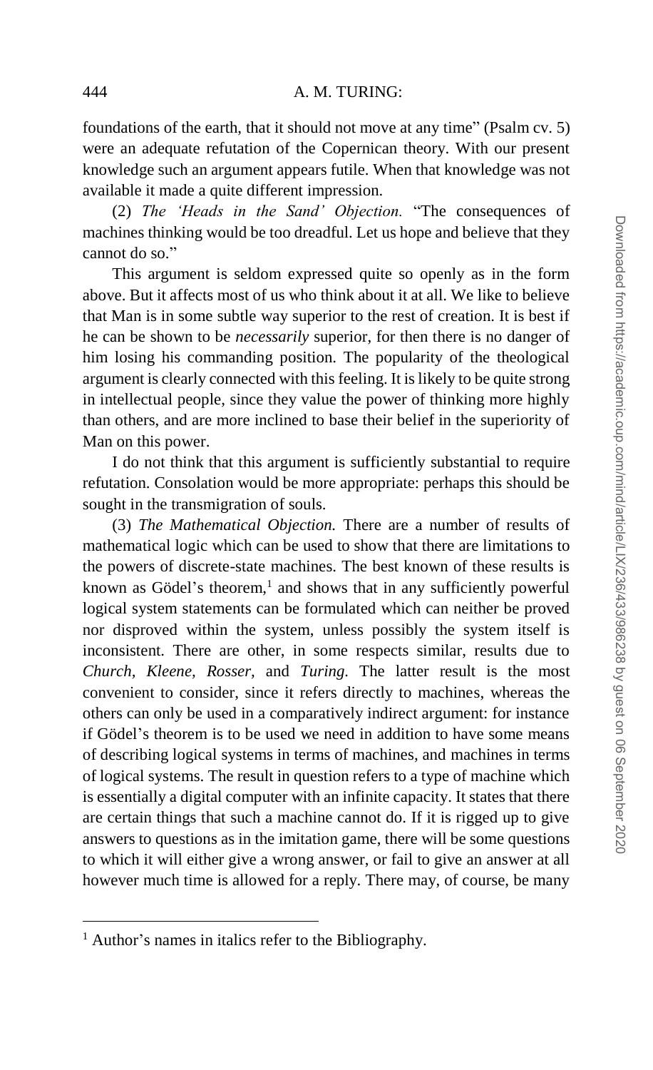foundations of the earth, that it should not move at any time" (Psalm cv. 5) were an adequate refutation of the Copernican theory. With our present knowledge such an argument appears futile. When that knowledge was not available it made a quite different impression.

(2) *The 'Heads in the Sand' Objection.* "The consequences of machines thinking would be too dreadful. Let us hope and believe that they cannot do so."

This argument is seldom expressed quite so openly as in the form above. But it affects most of us who think about it at all. We like to believe that Man is in some subtle way superior to the rest of creation. It is best if he can be shown to be *necessarily* superior, for then there is no danger of him losing his commanding position. The popularity of the theological argument is clearly connected with this feeling. It is likely to be quite strong in intellectual people, since they value the power of thinking more highly than others, and are more inclined to base their belief in the superiority of Man on this power.

I do not think that this argument is sufficiently substantial to require refutation. Consolation would be more appropriate: perhaps this should be sought in the transmigration of souls.

(3) *The Mathematical Objection.* There are a number of results of mathematical logic which can be used to show that there are limitations to the powers of discrete-state machines. The best known of these results is known as Gödel's theorem,[1] and shows that in any sufficiently powerful logical system statements can be formulated which can neither be proved nor disproved within the system, unless possibly the system itself is inconsistent. There are other, in some respects similar, results due to *Church, Kleene, Rosser,* and *Turing.* The latter result is the most convenient to consider, since it refers directly to machines, whereas the others can only be used in a comparatively indirect argument: for instance if Gödel's theorem is to be used we need in addition to have some means of describing logical systems in terms of machines, and machines in terms of logical systems. The result in question refers to a type of machine which is essentially a digital computer with an infinite capacity. It states that there are certain things that such a machine cannot do. If it is rigged up to give answers to questions as in the imitation game, there will be some questions to which it will either give a wrong answer, or fail to give an answer at all however much time is allowed for a reply. There may, of course, be many

[1] Author's names in italics refer to the Bibliography.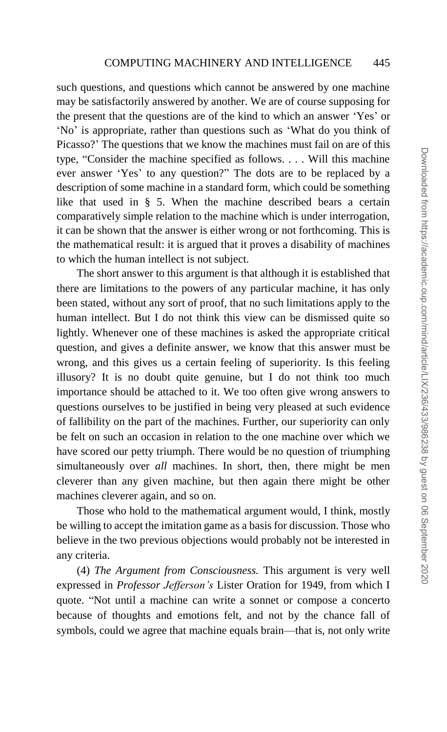such questions, and questions which cannot be answered by one machine may be satisfactorily answered by another. We are of course supposing for the present that the questions are of the kind to which an answer 'Yes' or 'No' is appropriate, rather than questions such as 'What do you think of Picasso?' The questions that we know the machines must fail on are of this type, "Consider the machine specified as follows. . . . Will this machine ever answer 'Yes' to any question?" The dots are to be replaced by a description of some machine in a standard form, which could be something like that used in § 5. When the machine described bears a certain comparatively simple relation to the machine which is under interrogation, it can be shown that the answer is either wrong or not forthcoming. This is the mathematical result: it is argued that it proves a disability of machines to which the human intellect is not subject.

The short answer to this argument is that although it is established that there are limitations to the powers of any particular machine, it has only been stated, without any sort of proof, that no such limitations apply to the human intellect. But I do not think this view can be dismissed quite so lightly. Whenever one of these machines is asked the appropriate critical question, and gives a definite answer, we know that this answer must be wrong, and this gives us a certain feeling of superiority. Is this feeling illusory? It is no doubt quite genuine, but I do not think too much importance should be attached to it. We too often give wrong answers to questions ourselves to be justified in being very pleased at such evidence of fallibility on the part of the machines. Further, our superiority can only be felt on such an occasion in relation to the one machine over which we have scored our petty triumph. There would be no question of triumphing simultaneously over *all* machines. In short, then, there might be men cleverer than any given machine, but then again there might be other machines cleverer again, and so on.

Those who hold to the mathematical argument would, I think, mostly be willing to accept the imitation game as a basis for discussion. Those who believe in the two previous objections would probably not be interested in any criteria.

(4) *The Argument from Consciousness.* This argument is very well expressed in *Professor Jefferson's* Lister Oration for 1949, from which I quote. "Not until a machine can write a sonnet or compose a concerto because of thoughts and emotions felt, and not by the chance fall of symbols, could we agree that machine equals brain—that is, not only write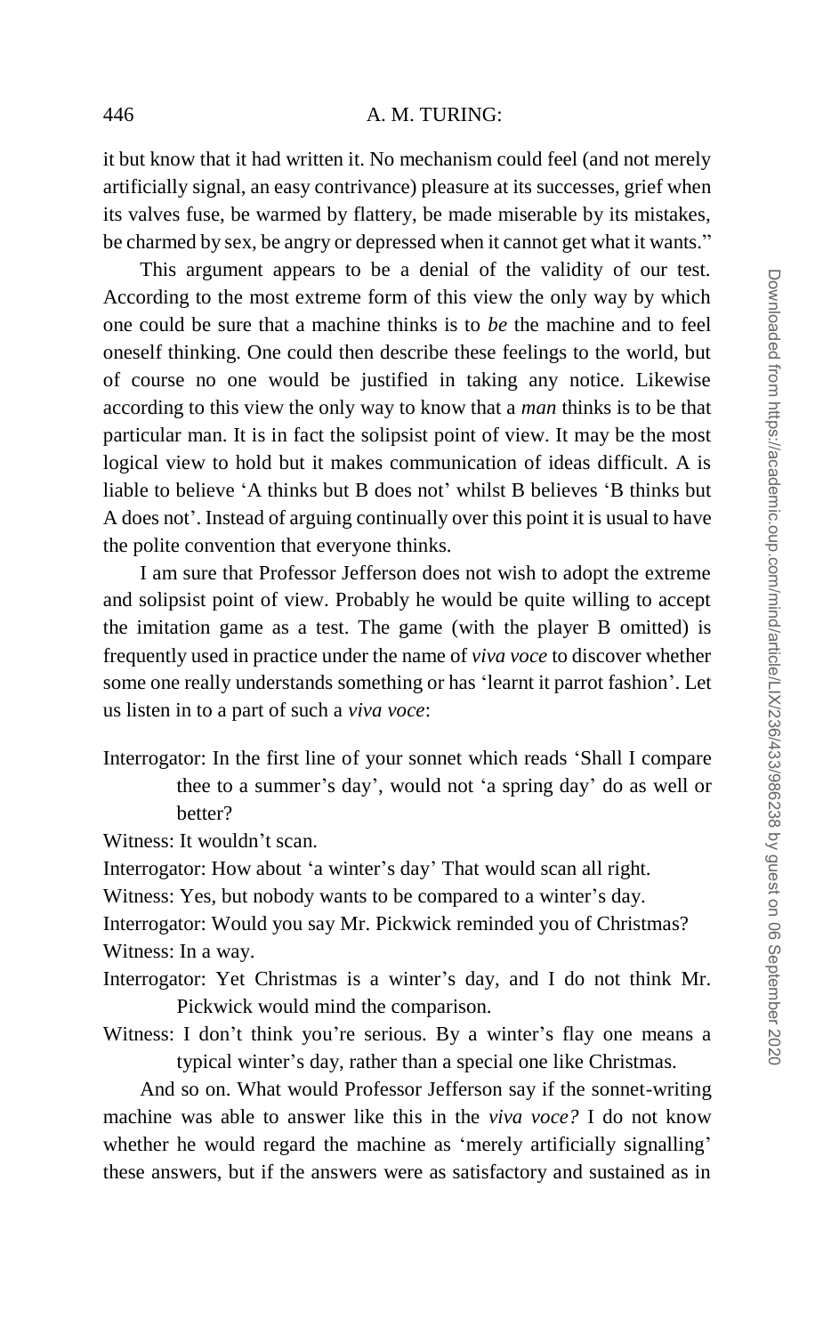it but know that it had written it. No mechanism could feel (and not merely artificially signal, an easy contrivance) pleasure at its successes, grief when its valves fuse, be warmed by flattery, be made miserable by its mistakes, be charmed by sex, be angry or depressed when it cannot get what it wants."

This argument appears to be a denial of the validity of our test. According to the most extreme form of this view the only way by which one could be sure that a machine thinks is to *be* the machine and to feel oneself thinking. One could then describe these feelings to the world, but of course no one would be justified in taking any notice. Likewise according to this view the only way to know that a *man* thinks is to be that particular man. It is in fact the solipsist point of view. It may be the most logical view to hold but it makes communication of ideas difficult. A is liable to believe 'A thinks but B does not' whilst B believes 'B thinks but A does not'. Instead of arguing continually over this point it is usual to have the polite convention that everyone thinks.

I am sure that Professor Jefferson does not wish to adopt the extreme and solipsist point of view. Probably he would be quite willing to accept the imitation game as a test. The game (with the player B omitted) is frequently used in practice under the name of *viva voce* to discover whether some one really understands something or has 'learnt it parrot fashion'. Let us listen in to a part of such a *viva voce*:

Interrogator: In the first line of your sonnet which reads 'Shall I compare thee to a summer's day', would not 'a spring day' do as well or better?

Witness: It wouldn't scan.

Interrogator: How about 'a winter's day' That would scan all right.

Witness: Yes, but nobody wants to be compared to a winter's day.

Interrogator: Would you say Mr. Pickwick reminded you of Christmas?

Witness: In a way.

Interrogator: Yet Christmas is a winter's day, and I do not think Mr. Pickwick would mind the comparison.

Witness: I don't think you're serious. By a winter's flay one means a typical winter's day, rather than a special one like Christmas.

And so on. What would Professor Jefferson say if the sonnet-writing machine was able to answer like this in the *viva voce?* I do not know whether he would regard the machine as 'merely artificially signalling' these answers, but if the answers were as satisfactory and sustained as in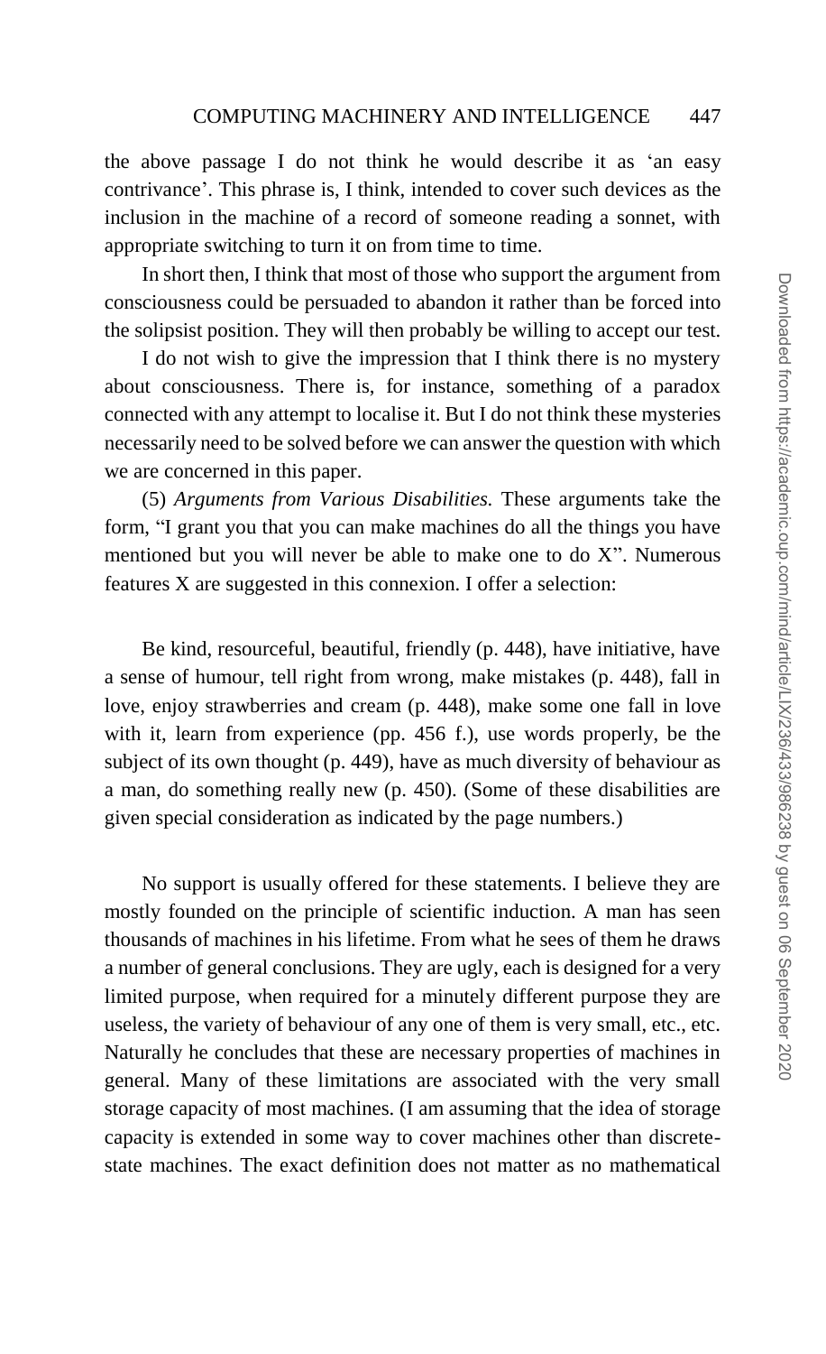the above passage I do not think he would describe it as 'an easy contrivance'. This phrase is, I think, intended to cover such devices as the inclusion in the machine of a record of someone reading a sonnet, with appropriate switching to turn it on from time to time.

In short then, I think that most of those who support the argument from consciousness could be persuaded to abandon it rather than be forced into the solipsist position. They will then probably be willing to accept our test.

I do not wish to give the impression that I think there is no mystery about consciousness. There is, for instance, something of a paradox connected with any attempt to localise it. But I do not think these mysteries necessarily need to be solved before we can answer the question with which we are concerned in this paper.

(5) *Arguments from Various Disabilities.* These arguments take the form, "I grant you that you can make machines do all the things you have mentioned but you will never be able to make one to do X". Numerous features X are suggested in this connexion. I offer a selection:

Be kind, resourceful, beautiful, friendly (p. 448), have initiative, have a sense of humour, tell right from wrong, make mistakes (p. 448), fall in love, enjoy strawberries and cream (p. 448), make some one fall in love with it, learn from experience (pp. 456 f.), use words properly, be the subject of its own thought (p. 449), have as much diversity of behaviour as a man, do something really new (p. 450). (Some of these disabilities are given special consideration as indicated by the page numbers.)

No support is usually offered for these statements. I believe they are mostly founded on the principle of scientific induction. A man has seen thousands of machines in his lifetime. From what he sees of them he draws a number of general conclusions. They are ugly, each is designed for a very limited purpose, when required for a minutely different purpose they are useless, the variety of behaviour of any one of them is very small, etc., etc. Naturally he concludes that these are necessary properties of machines in general. Many of these limitations are associated with the very small storage capacity of most machines. (I am assuming that the idea of storage capacity is extended in some way to cover machines other than discrete-state machines. The exact definition does not matter as no mathematical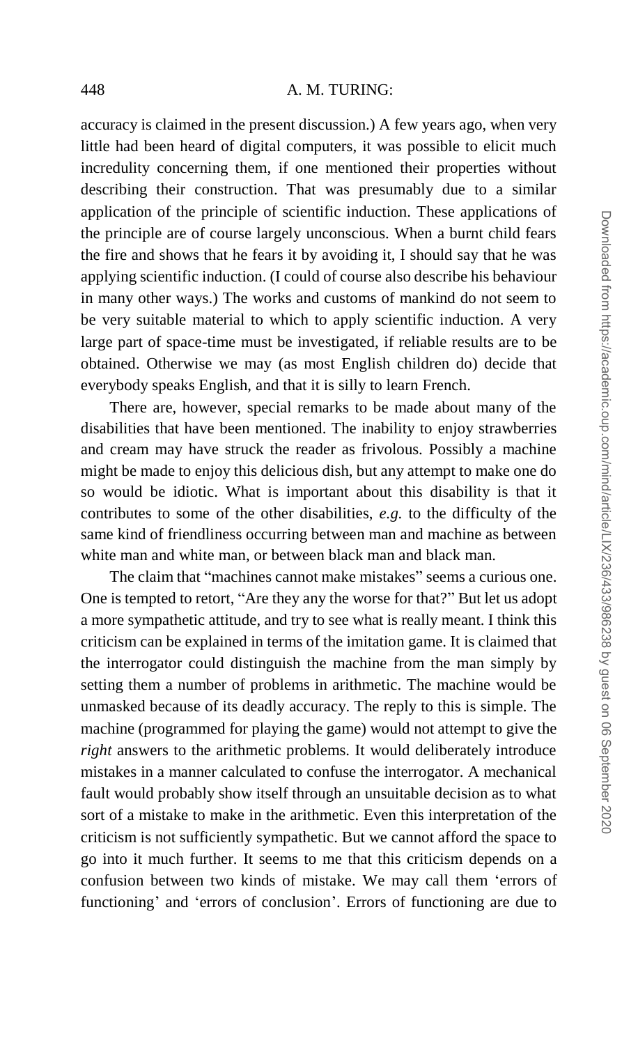accuracy is claimed in the present discussion.) A few years ago, when very little had been heard of digital computers, it was possible to elicit much incredulity concerning them, if one mentioned their properties without describing their construction. That was presumably due to a similar application of the principle of scientific induction. These applications of the principle are of course largely unconscious. When a burnt child fears the fire and shows that he fears it by avoiding it, I should say that he was applying scientific induction. (I could of course also describe his behaviour in many other ways.) The works and customs of mankind do not seem to be very suitable material to which to apply scientific induction. A very large part of space-time must be investigated, if reliable results are to be obtained. Otherwise we may (as most English children do) decide that everybody speaks English, and that it is silly to learn French.

There are, however, special remarks to be made about many of the disabilities that have been mentioned. The inability to enjoy strawberries and cream may have struck the reader as frivolous. Possibly a machine might be made to enjoy this delicious dish, but any attempt to make one do so would be idiotic. What is important about this disability is that it contributes to some of the other disabilities, *e.g.* to the difficulty of the same kind of friendliness occurring between man and machine as between white man and white man, or between black man and black man.

The claim that "machines cannot make mistakes" seems a curious one. One is tempted to retort, "Are they any the worse for that?" But let us adopt a more sympathetic attitude, and try to see what is really meant. I think this criticism can be explained in terms of the imitation game. It is claimed that the interrogator could distinguish the machine from the man simply by setting them a number of problems in arithmetic. The machine would be unmasked because of its deadly accuracy. The reply to this is simple. The machine (programmed for playing the game) would not attempt to give the *right* answers to the arithmetic problems. It would deliberately introduce mistakes in a manner calculated to confuse the interrogator. A mechanical fault would probably show itself through an unsuitable decision as to what sort of a mistake to make in the arithmetic. Even this interpretation of the criticism is not sufficiently sympathetic. But we cannot afford the space to go into it much further. It seems to me that this criticism depends on a confusion between two kinds of mistake. We may call them 'errors of functioning' and 'errors of conclusion'. Errors of functioning are due to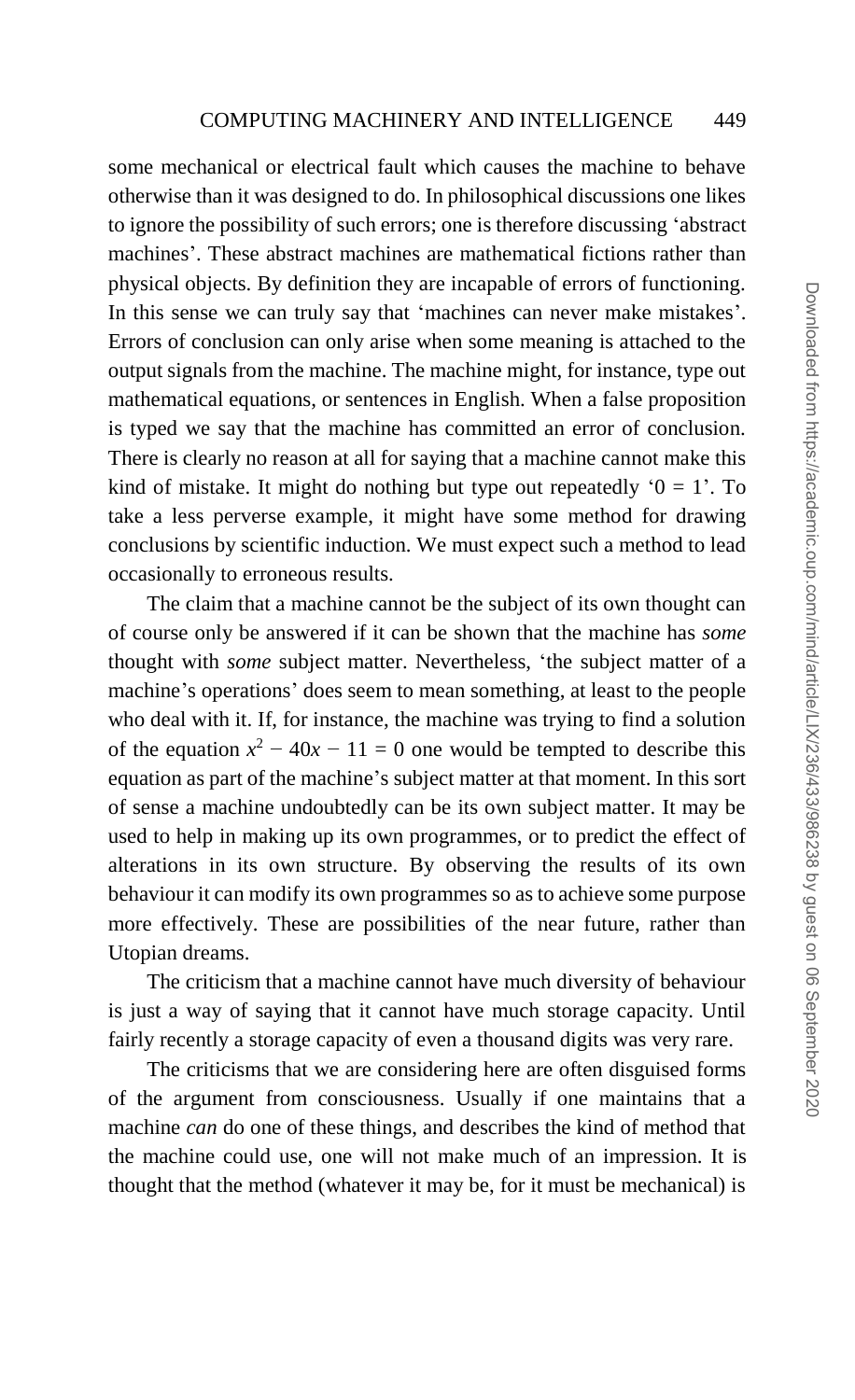some mechanical or electrical fault which causes the machine to behave otherwise than it was designed to do. In philosophical discussions one likes to ignore the possibility of such errors; one is therefore discussing 'abstract machines'. These abstract machines are mathematical fictions rather than physical objects. By definition they are incapable of errors of functioning. In this sense we can truly say that 'machines can never make mistakes'. Errors of conclusion can only arise when some meaning is attached to the output signals from the machine. The machine might, for instance, type out mathematical equations, or sentences in English. When a false proposition is typed we say that the machine has committed an error of conclusion. There is clearly no reason at all for saying that a machine cannot make this kind of mistake. It might do nothing but type out repeatedly '$0 = 1$'. To take a less perverse example, it might have some method for drawing conclusions by scientific induction. We must expect such a method to lead occasionally to erroneous results.

The claim that a machine cannot be the subject of its own thought can of course only be answered if it can be shown that the machine has *some* thought with *some* subject matter. Nevertheless, 'the subject matter of a machine's operations' does seem to mean something, at least to the people who deal with it. If, for instance, the machine was trying to find a solution of the equation $x^2 - 40x - 11 = 0$ one would be tempted to describe this equation as part of the machine's subject matter at that moment. In this sort of sense a machine undoubtedly can be its own subject matter. It may be used to help in making up its own programmes, or to predict the effect of alterations in its own structure. By observing the results of its own behaviour it can modify its own programmes so as to achieve some purpose more effectively. These are possibilities of the near future, rather than Utopian dreams.

The criticism that a machine cannot have much diversity of behaviour is just a way of saying that it cannot have much storage capacity. Until fairly recently a storage capacity of even a thousand digits was very rare.

The criticisms that we are considering here are often disguised forms of the argument from consciousness. Usually if one maintains that a machine *can* do one of these things, and describes the kind of method that the machine could use, one will not make much of an impression. It is thought that the method (whatever it may be, for it must be mechanical) is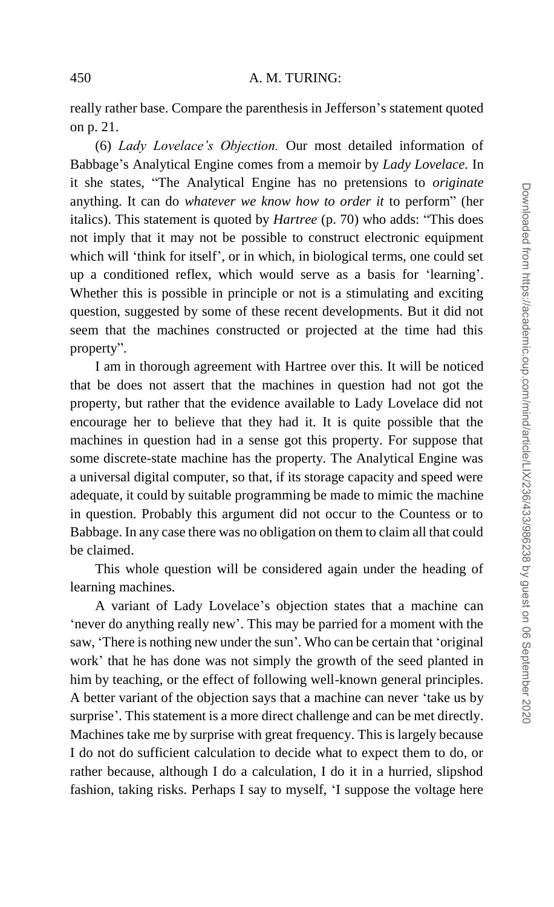really rather base. Compare the parenthesis in Jefferson's statement quoted on p. 21.

(6) *Lady Lovelace's Objection.* Our most detailed information of Babbage's Analytical Engine comes from a memoir by *Lady Lovelace.* In it she states, "The Analytical Engine has no pretensions to *originate* anything. It can do *whatever we know how to order it* to perform" (her italics). This statement is quoted by *Hartree* (p. 70) who adds: "This does not imply that it may not be possible to construct electronic equipment which will 'think for itself', or in which, in biological terms, one could set up a conditioned reflex, which would serve as a basis for 'learning'. Whether this is possible in principle or not is a stimulating and exciting question, suggested by some of these recent developments. But it did not seem that the machines constructed or projected at the time had this property".

I am in thorough agreement with Hartree over this. It will be noticed that be does not assert that the machines in question had not got the property, but rather that the evidence available to Lady Lovelace did not encourage her to believe that they had it. It is quite possible that the machines in question had in a sense got this property. For suppose that some discrete-state machine has the property. The Analytical Engine was a universal digital computer, so that, if its storage capacity and speed were adequate, it could by suitable programming be made to mimic the machine in question. Probably this argument did not occur to the Countess or to Babbage. In any case there was no obligation on them to claim all that could be claimed.

This whole question will be considered again under the heading of learning machines.

A variant of Lady Lovelace's objection states that a machine can 'never do anything really new'. This may be parried for a moment with the saw, 'There is nothing new under the sun'. Who can be certain that 'original work' that he has done was not simply the growth of the seed planted in him by teaching, or the effect of following well-known general principles. A better variant of the objection says that a machine can never 'take us by surprise'. This statement is a more direct challenge and can be met directly. Machines take me by surprise with great frequency. This is largely because I do not do sufficient calculation to decide what to expect them to do, or rather because, although I do a calculation, I do it in a hurried, slipshod fashion, taking risks. Perhaps I say to myself, 'I suppose the voltage here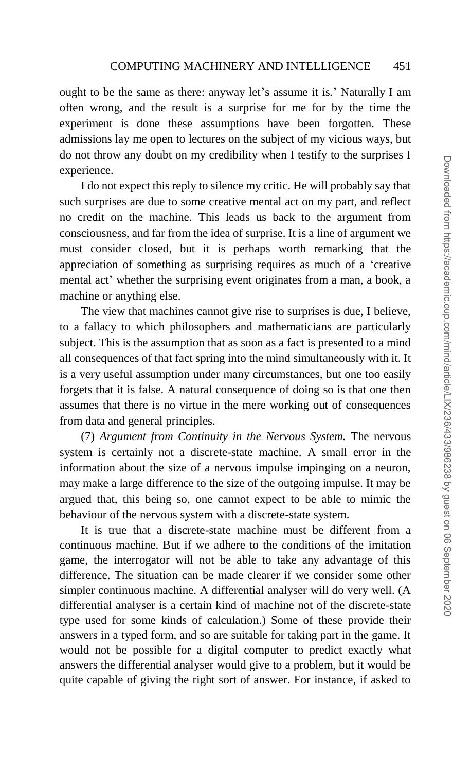ought to be the same as there: anyway let's assume it is.' Naturally I am often wrong, and the result is a surprise for me for by the time the experiment is done these assumptions have been forgotten. These admissions lay me open to lectures on the subject of my vicious ways, but do not throw any doubt on my credibility when I testify to the surprises I experience.

I do not expect this reply to silence my critic. He will probably say that such surprises are due to some creative mental act on my part, and reflect no credit on the machine. This leads us back to the argument from consciousness, and far from the idea of surprise. It is a line of argument we must consider closed, but it is perhaps worth remarking that the appreciation of something as surprising requires as much of a 'creative mental act' whether the surprising event originates from a man, a book, a machine or anything else.

The view that machines cannot give rise to surprises is due, I believe, to a fallacy to which philosophers and mathematicians are particularly subject. This is the assumption that as soon as a fact is presented to a mind all consequences of that fact spring into the mind simultaneously with it. It is a very useful assumption under many circumstances, but one too easily forgets that it is false. A natural consequence of doing so is that one then assumes that there is no virtue in the mere working out of consequences from data and general principles.

(7) *Argument from Continuity in the Nervous System.* The nervous system is certainly not a discrete-state machine. A small error in the information about the size of a nervous impulse impinging on a neuron, may make a large difference to the size of the outgoing impulse. It may be argued that, this being so, one cannot expect to be able to mimic the behaviour of the nervous system with a discrete-state system.

It is true that a discrete-state machine must be different from a continuous machine. But if we adhere to the conditions of the imitation game, the interrogator will not be able to take any advantage of this difference. The situation can be made clearer if we consider some other simpler continuous machine. A differential analyser will do very well. (A differential analyser is a certain kind of machine not of the discrete-state type used for some kinds of calculation.) Some of these provide their answers in a typed form, and so are suitable for taking part in the game. It would not be possible for a digital computer to predict exactly what answers the differential analyser would give to a problem, but it would be quite capable of giving the right sort of answer. For instance, if asked to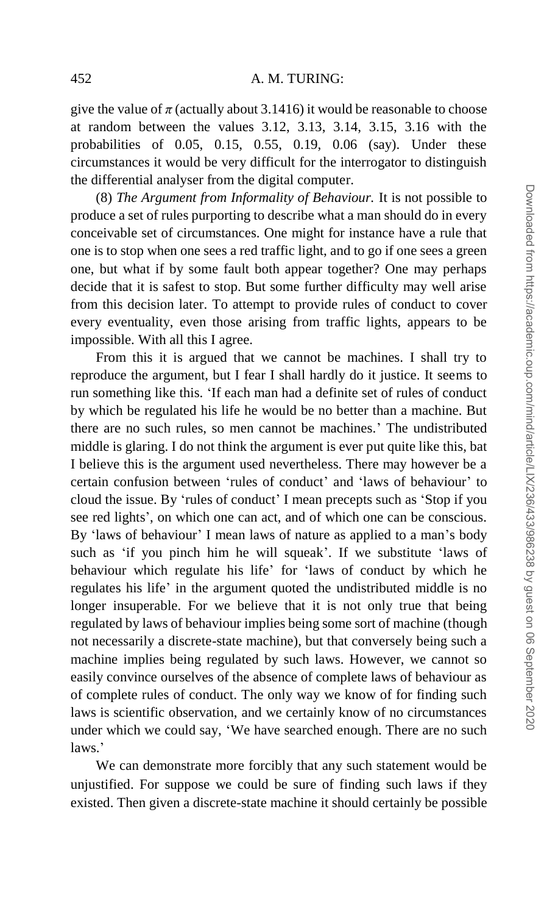give the value of $\pi$ (actually about 3.1416) it would be reasonable to choose at random between the values 3.12, 3.13, 3.14, 3.15, 3.16 with the probabilities of 0.05, 0.15, 0.55, 0.19, 0.06 (say). Under these circumstances it would be very difficult for the interrogator to distinguish the differential analyser from the digital computer.

(8) *The Argument from Informality of Behaviour.* It is not possible to produce a set of rules purporting to describe what a man should do in every conceivable set of circumstances. One might for instance have a rule that one is to stop when one sees a red traffic light, and to go if one sees a green one, but what if by some fault both appear together? One may perhaps decide that it is safest to stop. But some further difficulty may well arise from this decision later. To attempt to provide rules of conduct to cover every eventuality, even those arising from traffic lights, appears to be impossible. With all this I agree.

From this it is argued that we cannot be machines. I shall try to reproduce the argument, but I fear I shall hardly do it justice. It seems to run something like this. 'If each man had a definite set of rules of conduct by which be regulated his life he would be no better than a machine. But there are no such rules, so men cannot be machines.' The undistributed middle is glaring. I do not think the argument is ever put quite like this, bat I believe this is the argument used nevertheless. There may however be a certain confusion between 'rules of conduct' and 'laws of behaviour' to cloud the issue. By 'rules of conduct' I mean precepts such as 'Stop if you see red lights', on which one can act, and of which one can be conscious. By 'laws of behaviour' I mean laws of nature as applied to a man's body such as 'if you pinch him he will squeak'. If we substitute 'laws of behaviour which regulate his life' for 'laws of conduct by which he regulates his life' in the argument quoted the undistributed middle is no longer insuperable. For we believe that it is not only true that being regulated by laws of behaviour implies being some sort of machine (though not necessarily a discrete-state machine), but that conversely being such a machine implies being regulated by such laws. However, we cannot so easily convince ourselves of the absence of complete laws of behaviour as of complete rules of conduct. The only way we know of for finding such laws is scientific observation, and we certainly know of no circumstances under which we could say, 'We have searched enough. There are no such laws.'

We can demonstrate more forcibly that any such statement would be unjustified. For suppose we could be sure of finding such laws if they existed. Then given a discrete-state machine it should certainly be possible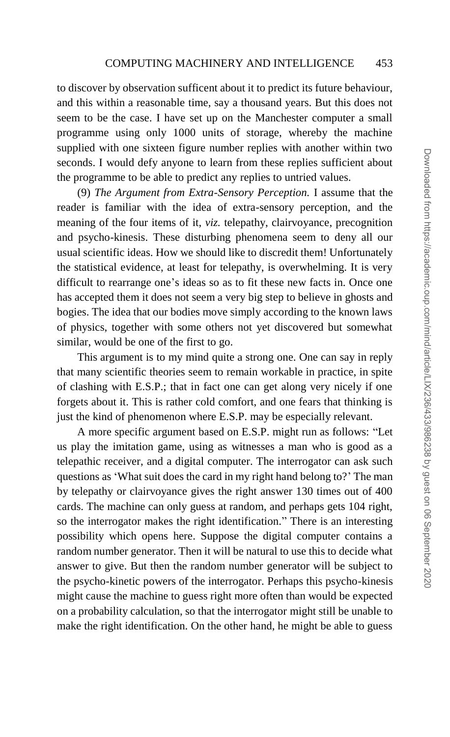to discover by observation sufficent about it to predict its future behaviour, and this within a reasonable time, say a thousand years. But this does not seem to be the case. I have set up on the Manchester computer a small programme using only 1000 units of storage, whereby the machine supplied with one sixteen figure number replies with another within two seconds. I would defy anyone to learn from these replies sufficient about the programme to be able to predict any replies to untried values.

(9) *The Argument from Extra-Sensory Perception.* I assume that the reader is familiar with the idea of extra-sensory perception, and the meaning of the four items of it, *viz.* telepathy, clairvoyance, precognition and psycho-kinesis. These disturbing phenomena seem to deny all our usual scientific ideas. How we should like to discredit them! Unfortunately the statistical evidence, at least for telepathy, is overwhelming. It is very difficult to rearrange one's ideas so as to fit these new facts in. Once one has accepted them it does not seem a very big step to believe in ghosts and bogies. The idea that our bodies move simply according to the known laws of physics, together with some others not yet discovered but somewhat similar, would be one of the first to go.

This argument is to my mind quite a strong one. One can say in reply that many scientific theories seem to remain workable in practice, in spite of clashing with E.S.P.; that in fact one can get along very nicely if one forgets about it. This is rather cold comfort, and one fears that thinking is just the kind of phenomenon where E.S.P. may be especially relevant.

A more specific argument based on E.S.P. might run as follows: "Let us play the imitation game, using as witnesses a man who is good as a telepathic receiver, and a digital computer. The interrogator can ask such questions as 'What suit does the card in my right hand belong to?' The man by telepathy or clairvoyance gives the right answer 130 times out of 400 cards. The machine can only guess at random, and perhaps gets 104 right, so the interrogator makes the right identification." There is an interesting possibility which opens here. Suppose the digital computer contains a random number generator. Then it will be natural to use this to decide what answer to give. But then the random number generator will be subject to the psycho-kinetic powers of the interrogator. Perhaps this psycho-kinesis might cause the machine to guess right more often than would be expected on a probability calculation, so that the interrogator might still be unable to make the right identification. On the other hand, he might be able to guess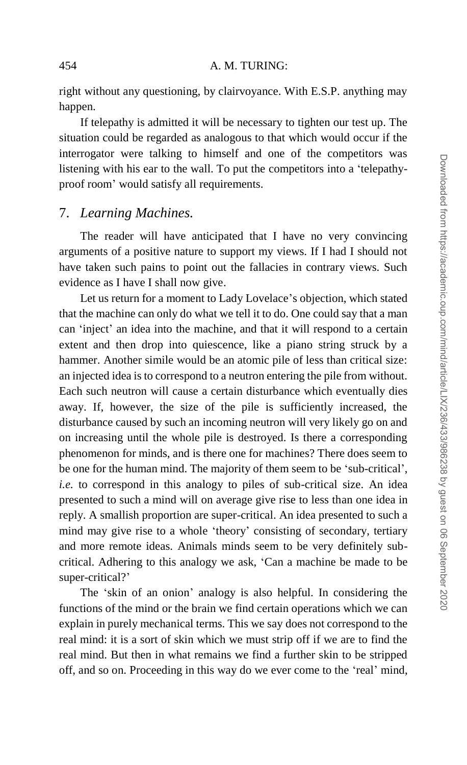right without any questioning, by clairvoyance. With E.S.P. anything may happen.

If telepathy is admitted it will be necessary to tighten our test up. The situation could be regarded as analogous to that which would occur if the interrogator were talking to himself and one of the competitors was listening with his ear to the wall. To put the competitors into a 'telepathy-proof room' would satisfy all requirements.

## 7. *Learning Machines.*

The reader will have anticipated that I have no very convincing arguments of a positive nature to support my views. If I had I should not have taken such pains to point out the fallacies in contrary views. Such evidence as I have I shall now give.

Let us return for a moment to Lady Lovelace's objection, which stated that the machine can only do what we tell it to do. One could say that a man can 'inject' an idea into the machine, and that it will respond to a certain extent and then drop into quiescence, like a piano string struck by a hammer. Another simile would be an atomic pile of less than critical size: an injected idea is to correspond to a neutron entering the pile from without. Each such neutron will cause a certain disturbance which eventually dies away. If, however, the size of the pile is sufficiently increased, the disturbance caused by such an incoming neutron will very likely go on and on increasing until the whole pile is destroyed. Is there a corresponding phenomenon for minds, and is there one for machines? There does seem to be one for the human mind. The majority of them seem to be 'sub-critical', *i.e.* to correspond in this analogy to piles of sub-critical size. An idea presented to such a mind will on average give rise to less than one idea in reply. A smallish proportion are super-critical. An idea presented to such a mind may give rise to a whole 'theory' consisting of secondary, tertiary and more remote ideas. Animals minds seem to be very definitely sub-critical. Adhering to this analogy we ask, 'Can a machine be made to be super-critical?'

The 'skin of an onion' analogy is also helpful. In considering the functions of the mind or the brain we find certain operations which we can explain in purely mechanical terms. This we say does not correspond to the real mind: it is a sort of skin which we must strip off if we are to find the real mind. But then in what remains we find a further skin to be stripped off, and so on. Proceeding in this way do we ever come to the 'real' mind,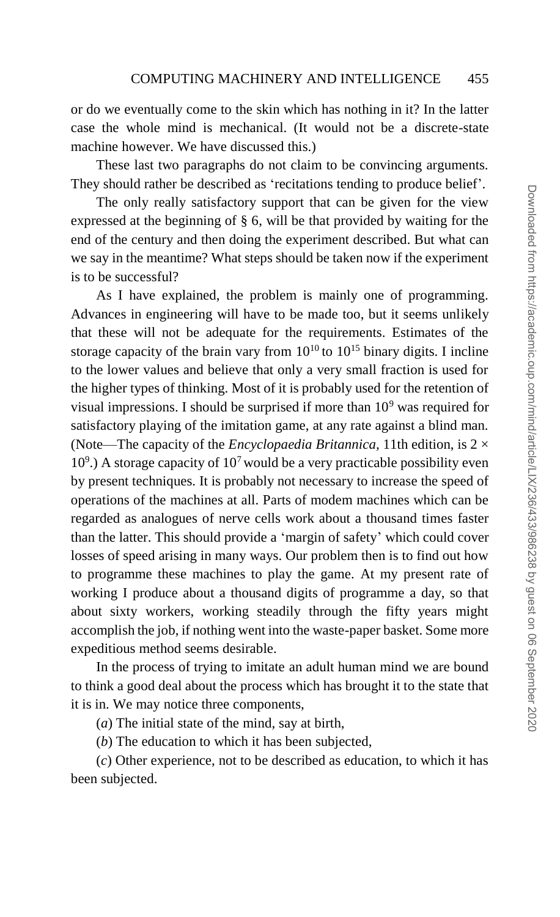or do we eventually come to the skin which has nothing in it? In the latter case the whole mind is mechanical. (It would not be a discrete-state machine however. We have discussed this.)

These last two paragraphs do not claim to be convincing arguments. They should rather be described as 'recitations tending to produce belief'.

The only really satisfactory support that can be given for the view expressed at the beginning of § 6, will be that provided by waiting for the end of the century and then doing the experiment described. But what can we say in the meantime? What steps should be taken now if the experiment is to be successful?

As I have explained, the problem is mainly one of programming. Advances in engineering will have to be made too, but it seems unlikely that these will not be adequate for the requirements. Estimates of the storage capacity of the brain vary from $10^{10}$ to $10^{15}$ binary digits. I incline to the lower values and believe that only a very small fraction is used for the higher types of thinking. Most of it is probably used for the retention of visual impressions. I should be surprised if more than $10^9$ was required for satisfactory playing of the imitation game, at any rate against a blind man. (Note—The capacity of the *Encyclopaedia Britannica*, 11th edition, is $2 \times 10^9$.) A storage capacity of $10^7$ would be a very practicable possibility even by present techniques. It is probably not necessary to increase the speed of operations of the machines at all. Parts of modem machines which can be regarded as analogues of nerve cells work about a thousand times faster than the latter. This should provide a 'margin of safety' which could cover losses of speed arising in many ways. Our problem then is to find out how to programme these machines to play the game. At my present rate of working I produce about a thousand digits of programme a day, so that about sixty workers, working steadily through the fifty years might accomplish the job, if nothing went into the waste-paper basket. Some more expeditious method seems desirable.

In the process of trying to imitate an adult human mind we are bound to think a good deal about the process which has brought it to the state that it is in. We may notice three components,

(*a*) The initial state of the mind, say at birth,

(*b*) The education to which it has been subjected,

(*c*) Other experience, not to be described as education, to which it has been subjected.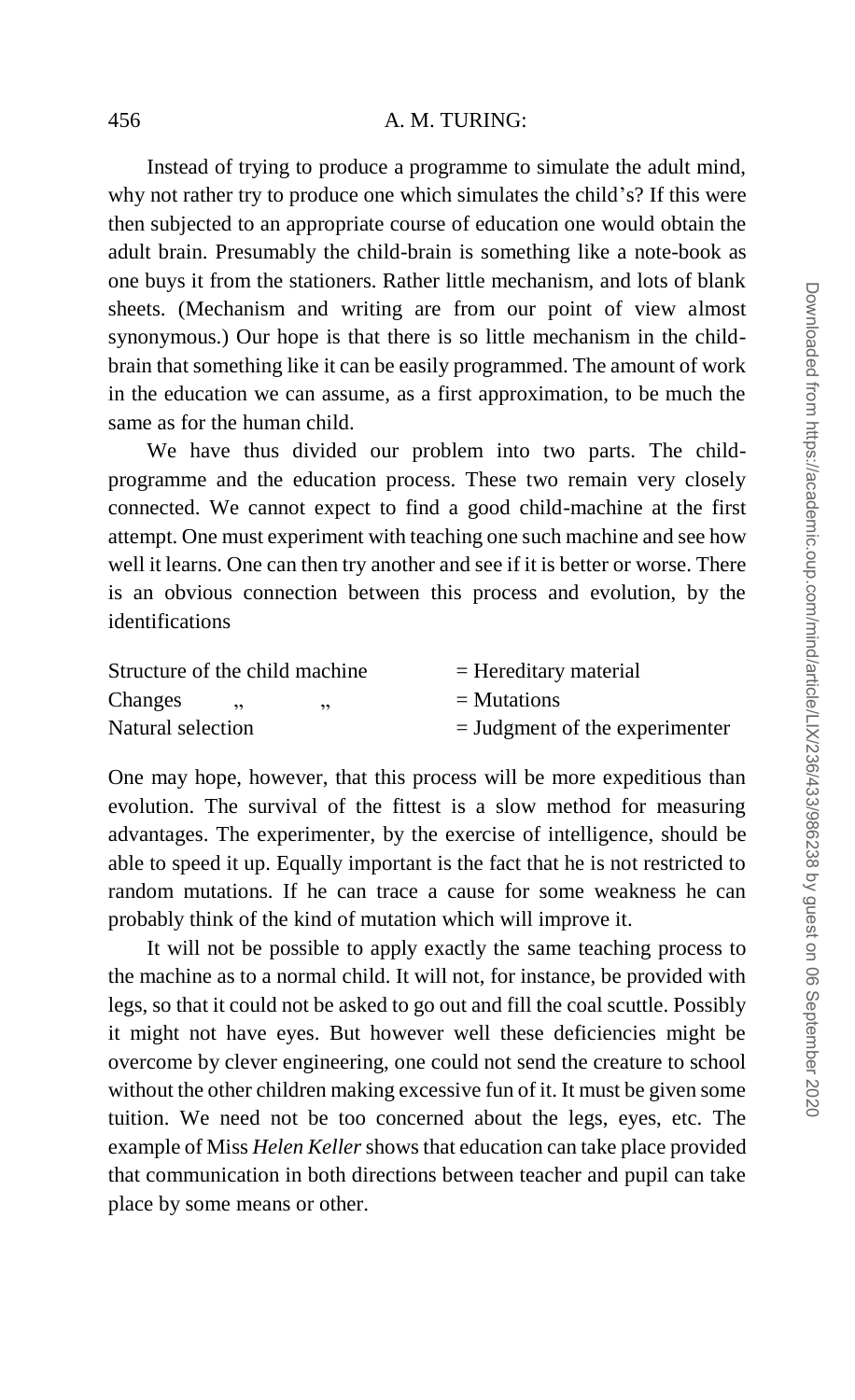Instead of trying to produce a programme to simulate the adult mind, why not rather try to produce one which simulates the child's? If this were then subjected to an appropriate course of education one would obtain the adult brain. Presumably the child-brain is something like a note-book as one buys it from the stationers. Rather little mechanism, and lots of blank sheets. (Mechanism and writing are from our point of view almost synonymous.) Our hope is that there is so little mechanism in the child-brain that something like it can be easily programmed. The amount of work in the education we can assume, as a first approximation, to be much the same as for the human child.

We have thus divided our problem into two parts. The child-programme and the education process. These two remain very closely connected. We cannot expect to find a good child-machine at the first attempt. One must experiment with teaching one such machine and see how well it learns. One can then try another and see if it is better or worse. There is an obvious connection between this process and evolution, by the identifications

| | |
|---|---|
| Structure of the child machine | = Hereditary material |
| Changes ,, ,, | = Mutations |
| Natural selection | = Judgment of the experimenter |

One may hope, however, that this process will be more expeditious than evolution. The survival of the fittest is a slow method for measuring advantages. The experimenter, by the exercise of intelligence, should be able to speed it up. Equally important is the fact that he is not restricted to random mutations. If he can trace a cause for some weakness he can probably think of the kind of mutation which will improve it.

It will not be possible to apply exactly the same teaching process to the machine as to a normal child. It will not, for instance, be provided with legs, so that it could not be asked to go out and fill the coal scuttle. Possibly it might not have eyes. But however well these deficiencies might be overcome by clever engineering, one could not send the creature to school without the other children making excessive fun of it. It must be given some tuition. We need not be too concerned about the legs, eyes, etc. The example of Miss *Helen Keller* shows that education can take place provided that communication in both directions between teacher and pupil can take place by some means or other.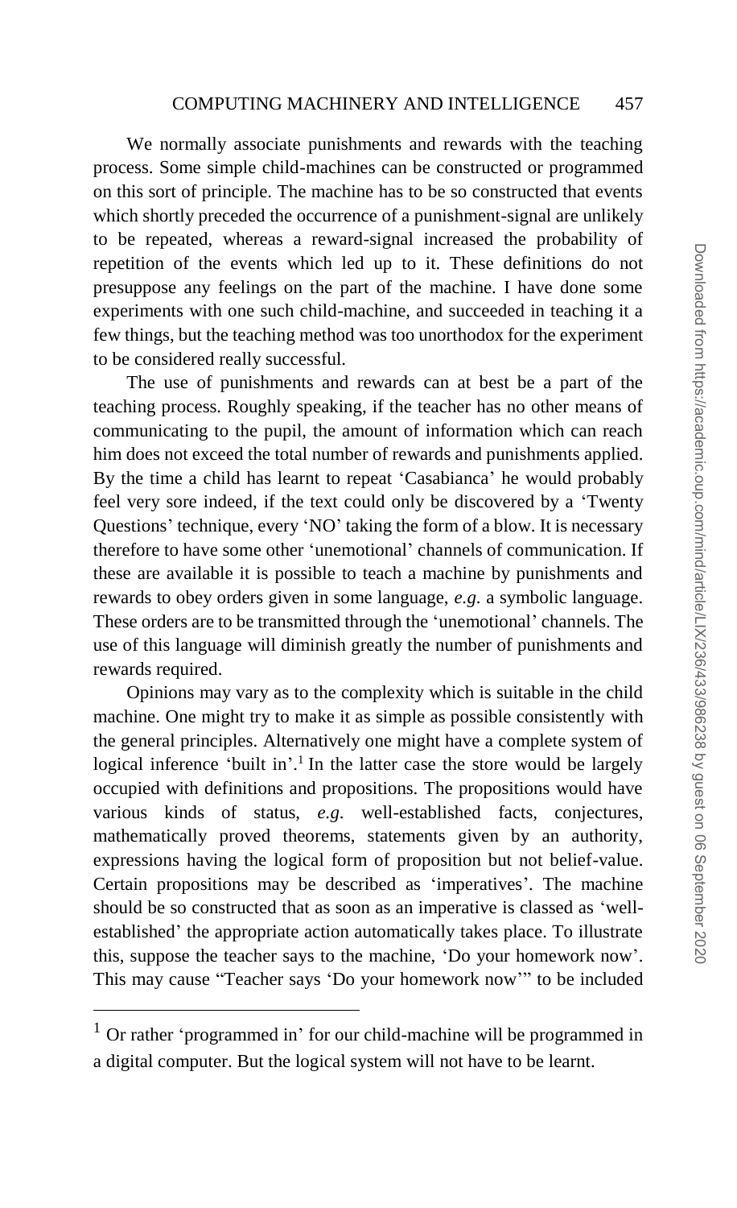We normally associate punishments and rewards with the teaching process. Some simple child-machines can be constructed or programmed on this sort of principle. The machine has to be so constructed that events which shortly preceded the occurrence of a punishment-signal are unlikely to be repeated, whereas a reward-signal increased the probability of repetition of the events which led up to it. These definitions do not presuppose any feelings on the part of the machine. I have done some experiments with one such child-machine, and succeeded in teaching it a few things, but the teaching method was too unorthodox for the experiment to be considered really successful.

The use of punishments and rewards can at best be a part of the teaching process. Roughly speaking, if the teacher has no other means of communicating to the pupil, the amount of information which can reach him does not exceed the total number of rewards and punishments applied. By the time a child has learnt to repeat 'Casabianca' he would probably feel very sore indeed, if the text could only be discovered by a 'Twenty Questions' technique, every 'NO' taking the form of a blow. It is necessary therefore to have some other 'unemotional' channels of communication. If these are available it is possible to teach a machine by punishments and rewards to obey orders given in some language, *e.g.* a symbolic language. These orders are to be transmitted through the 'unemotional' channels. The use of this language will diminish greatly the number of punishments and rewards required.

Opinions may vary as to the complexity which is suitable in the child machine. One might try to make it as simple as possible consistently with the general principles. Alternatively one might have a complete system of logical inference 'built in'.[1] In the latter case the store would be largely occupied with definitions and propositions. The propositions would have various kinds of status, *e.g.* well-established facts, conjectures, mathematically proved theorems, statements given by an authority, expressions having the logical form of proposition but not belief-value. Certain propositions may be described as 'imperatives'. The machine should be so constructed that as soon as an imperative is classed as 'well-established' the appropriate action automatically takes place. To illustrate this, suppose the teacher says to the machine, 'Do your homework now'. This may cause "Teacher says 'Do your homework now'" to be included

[1] Or rather 'programmed in' for our child-machine will be programmed in a digital computer. But the logical system will not have to be learnt.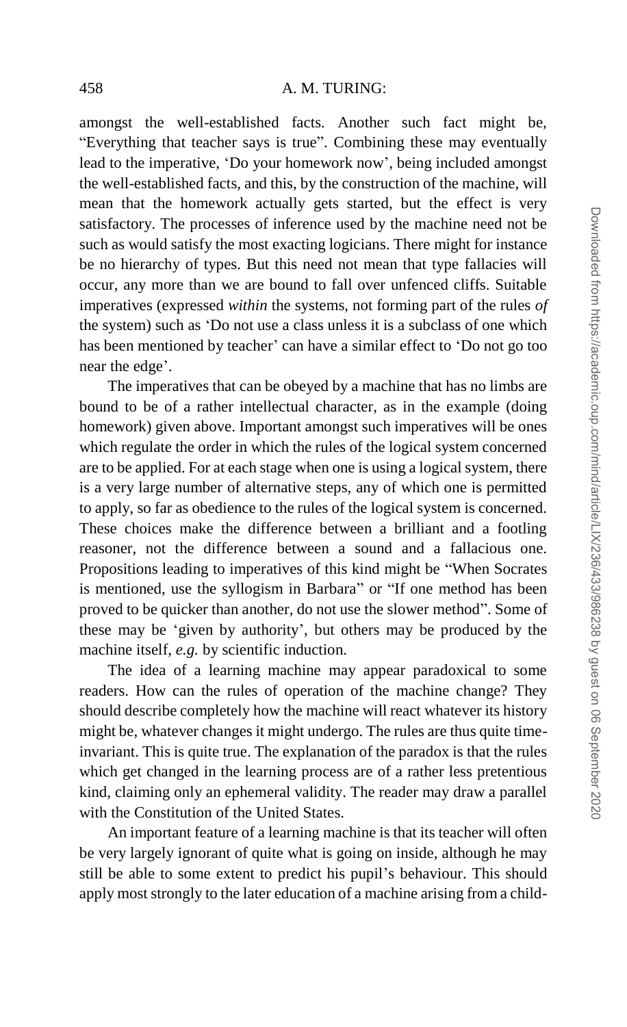amongst the well-established facts. Another such fact might be, "Everything that teacher says is true". Combining these may eventually lead to the imperative, 'Do your homework now', being included amongst the well-established facts, and this, by the construction of the machine, will mean that the homework actually gets started, but the effect is very satisfactory. The processes of inference used by the machine need not be such as would satisfy the most exacting logicians. There might for instance be no hierarchy of types. But this need not mean that type fallacies will occur, any more than we are bound to fall over unfenced cliffs. Suitable imperatives (expressed *within* the systems, not forming part of the rules *of* the system) such as 'Do not use a class unless it is a subclass of one which has been mentioned by teacher' can have a similar effect to 'Do not go too near the edge'.

The imperatives that can be obeyed by a machine that has no limbs are bound to be of a rather intellectual character, as in the example (doing homework) given above. Important amongst such imperatives will be ones which regulate the order in which the rules of the logical system concerned are to be applied. For at each stage when one is using a logical system, there is a very large number of alternative steps, any of which one is permitted to apply, so far as obedience to the rules of the logical system is concerned. These choices make the difference between a brilliant and a footling reasoner, not the difference between a sound and a fallacious one. Propositions leading to imperatives of this kind might be "When Socrates is mentioned, use the syllogism in Barbara" or "If one method has been proved to be quicker than another, do not use the slower method". Some of these may be 'given by authority', but others may be produced by the machine itself, *e.g.* by scientific induction.

The idea of a learning machine may appear paradoxical to some readers. How can the rules of operation of the machine change? They should describe completely how the machine will react whatever its history might be, whatever changes it might undergo. The rules are thus quite time-invariant. This is quite true. The explanation of the paradox is that the rules which get changed in the learning process are of a rather less pretentious kind, claiming only an ephemeral validity. The reader may draw a parallel with the Constitution of the United States.

An important feature of a learning machine is that its teacher will often be very largely ignorant of quite what is going on inside, although he may still be able to some extent to predict his pupil's behaviour. This should apply most strongly to the later education of a machine arising from a child-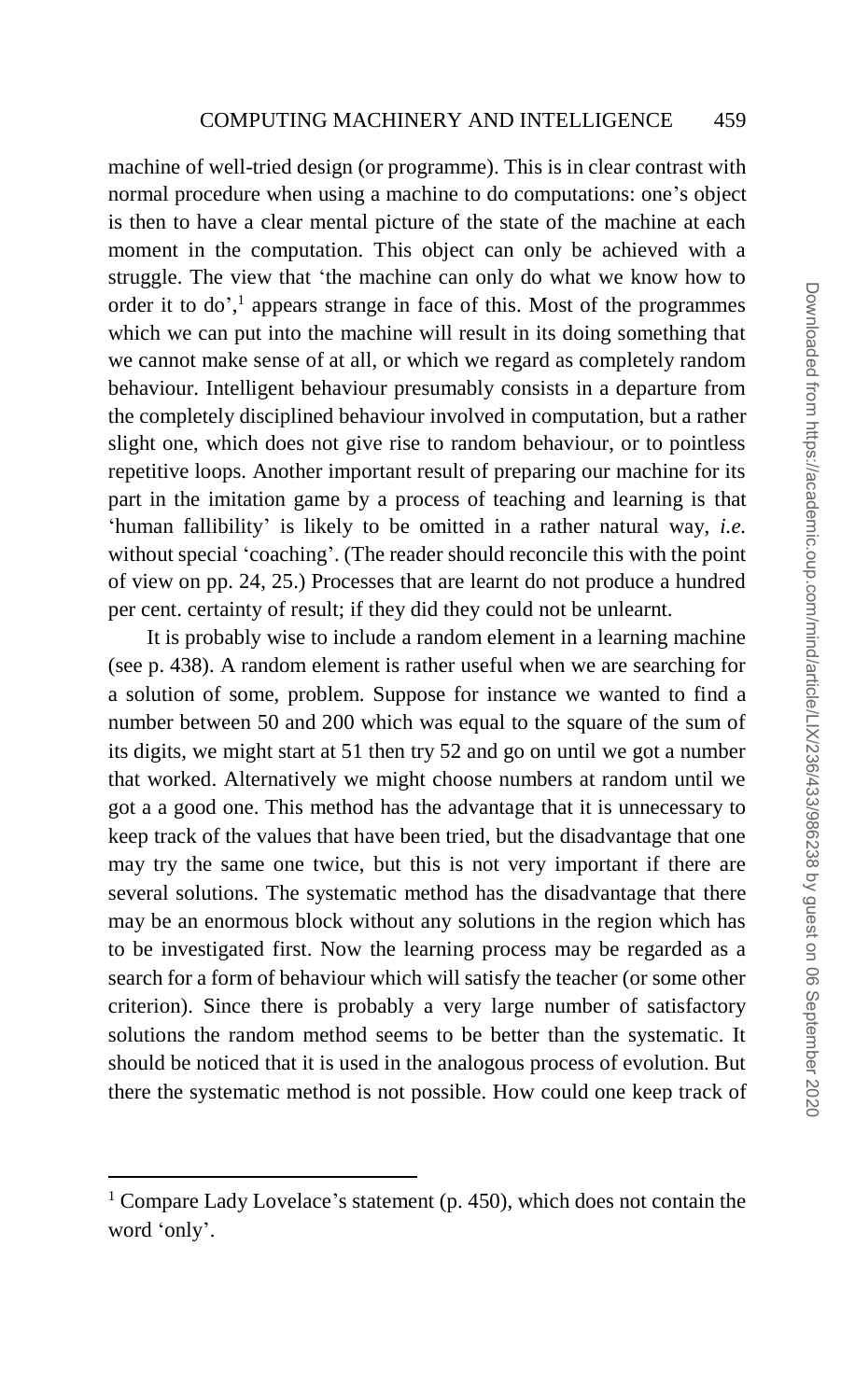machine of well-tried design (or programme). This is in clear contrast with normal procedure when using a machine to do computations: one's object is then to have a clear mental picture of the state of the machine at each moment in the computation. This object can only be achieved with a struggle. The view that 'the machine can only do what we know how to order it to do',[1] appears strange in face of this. Most of the programmes which we can put into the machine will result in its doing something that we cannot make sense of at all, or which we regard as completely random behaviour. Intelligent behaviour presumably consists in a departure from the completely disciplined behaviour involved in computation, but a rather slight one, which does not give rise to random behaviour, or to pointless repetitive loops. Another important result of preparing our machine for its part in the imitation game by a process of teaching and learning is that 'human fallibility' is likely to be omitted in a rather natural way, *i.e.* without special 'coaching'. (The reader should reconcile this with the point of view on pp. 24, 25.) Processes that are learnt do not produce a hundred per cent. certainty of result; if they did they could not be unlearnt.

It is probably wise to include a random element in a learning machine (see p. 438). A random element is rather useful when we are searching for a solution of some, problem. Suppose for instance we wanted to find a number between 50 and 200 which was equal to the square of the sum of its digits, we might start at 51 then try 52 and go on until we got a number that worked. Alternatively we might choose numbers at random until we got a a good one. This method has the advantage that it is unnecessary to keep track of the values that have been tried, but the disadvantage that one may try the same one twice, but this is not very important if there are several solutions. The systematic method has the disadvantage that there may be an enormous block without any solutions in the region which has to be investigated first. Now the learning process may be regarded as a search for a form of behaviour which will satisfy the teacher (or some other criterion). Since there is probably a very large number of satisfactory solutions the random method seems to be better than the systematic. It should be noticed that it is used in the analogous process of evolution. But there the systematic method is not possible. How could one keep track of

[1] Compare Lady Lovelace's statement (p. 450), which does not contain the word 'only'.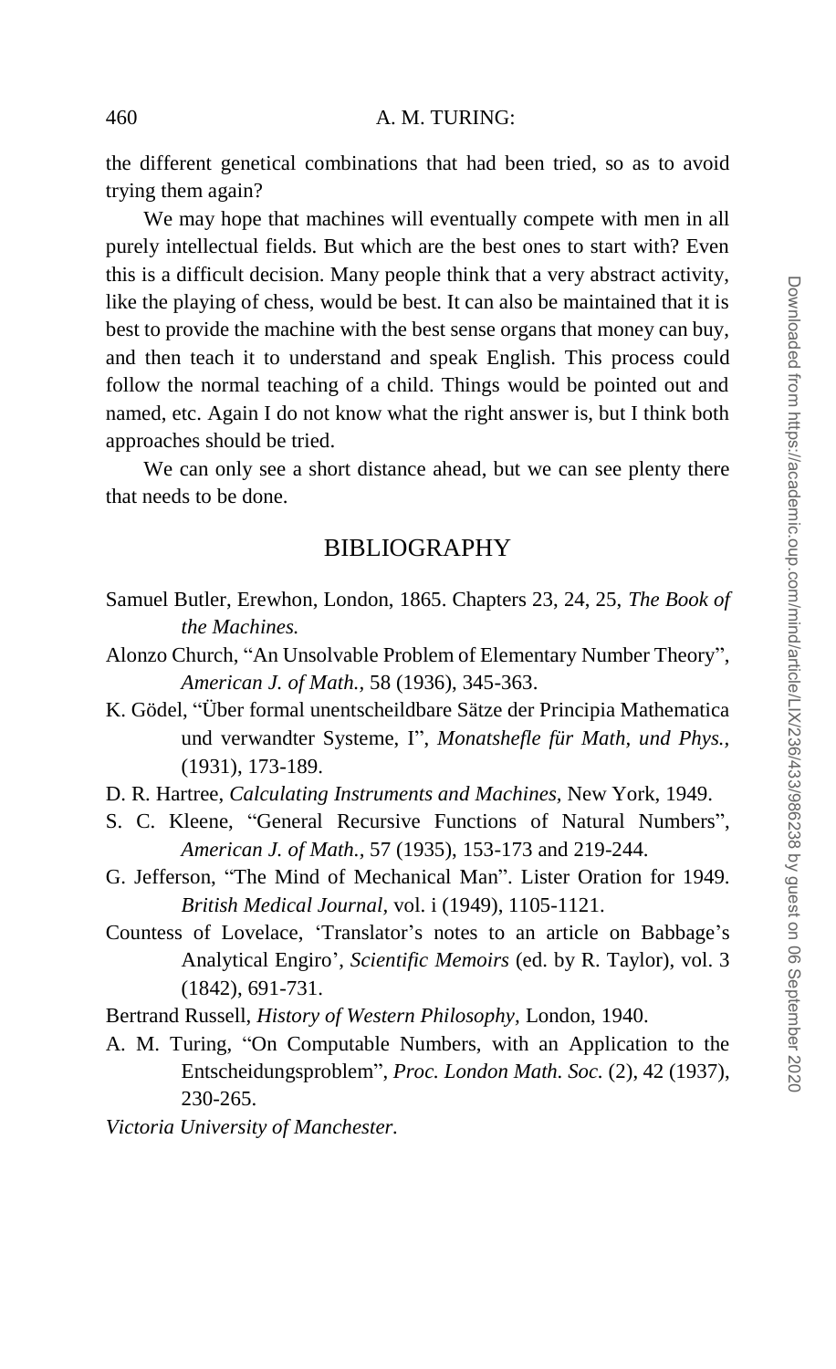the different genetical combinations that had been tried, so as to avoid trying them again?

We may hope that machines will eventually compete with men in all purely intellectual fields. But which are the best ones to start with? Even this is a difficult decision. Many people think that a very abstract activity, like the playing of chess, would be best. It can also be maintained that it is best to provide the machine with the best sense organs that money can buy, and then teach it to understand and speak English. This process could follow the normal teaching of a child. Things would be pointed out and named, etc. Again I do not know what the right answer is, but I think both approaches should be tried.

We can only see a short distance ahead, but we can see plenty there that needs to be done.

## BIBLIOGRAPHY

Samuel Butler, Erewhon, London, 1865. Chapters 23, 24, 25, *The Book of the Machines.*

Alonzo Church, "An Unsolvable Problem of Elementary Number Theory", *American J. of Math.*, 58 (1936), 345-363.

K. Gödel, "Über formal unentscheildbare Sätze der Principia Mathematica und verwandter Systeme, I", *Monatshefle für Math, und Phys.*, (1931), 173-189.

D. R. Hartree, *Calculating Instruments and Machines*, New York, 1949.

S. C. Kleene, "General Recursive Functions of Natural Numbers", *American J. of Math.*, 57 (1935), 153-173 and 219-244.

G. Jefferson, "The Mind of Mechanical Man". Lister Oration for 1949. *British Medical Journal*, vol. i (1949), 1105-1121.

Countess of Lovelace, 'Translator's notes to an article on Babbage's Analytical Engiro', *Scientific Memoirs* (ed. by R. Taylor), vol. 3 (1842), 691-731.

Bertrand Russell, *History of Western Philosophy*, London, 1940.

A. M. Turing, "On Computable Numbers, with an Application to the Entscheidungsproblem", *Proc. London Math. Soc.* (2), 42 (1937), 230-265.

*Victoria University of Manchester.*